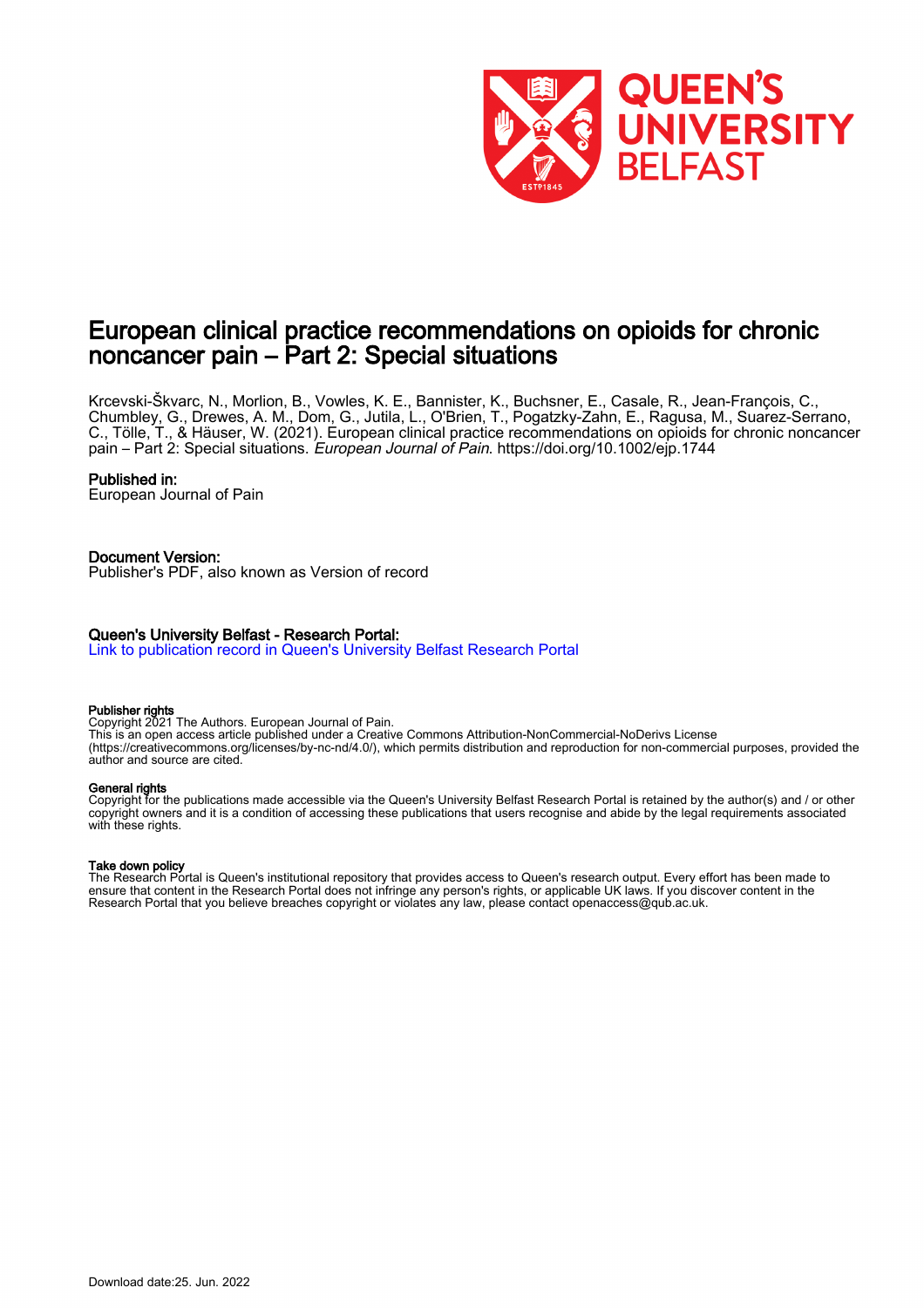# European clinical practice recommendations on opioids for chronic noncancer pain – Part 2: Special situations

Krcevski-Škvarc, N., Morlion, B., Vowles, K. E., Bannister, K., Buchsner, E., Casale, R., Jean-François, C., Chumbley, G., Drewes, A. M., Dom, G., Jutila, L., O'Brien, T., Pogatzky-Zahn, E., Ragusa, M., Suarez-Serrano, C., Tölle, T., & Häuser, W. (2021). European clinical practice recommendations on opioids for chronic noncancer pain – Part 2: Special situations. *European Journal of Pain*. https://doi.org/10.1002/ejp.1744

## Published in:

European Journal of Pain

## Document Version:

Publisher's PDF, also known as Version of record

## Queen's University Belfast - Research Portal:

Link to publication record in Queen's University Belfast Research Portal

### Publisher rights

Copyright 2021 The Authors. European Journal of Pain.
This is an open access article published under a Creative Commons Attribution-NonCommercial-NoDerivs License (https://creativecommons.org/licenses/by-nc-nd/4.0/), which permits distribution and reproduction for non-commercial purposes, provided the author and source are cited.

### General rights

Copyright for the publications made accessible via the Queen's University Belfast Research Portal is retained by the author(s) and / or other copyright owners and it is a condition of accessing these publications that users recognise and abide by the legal requirements associated with these rights.

### Take down policy

The Research Portal is Queen's institutional repository that provides access to Queen's research output. Every effort has been made to ensure that content in the Research Portal does not infringe any person's rights, or applicable UK laws. If you discover content in the Research Portal that you believe breaches copyright or violates any law, please contact openaccess@qub.ac.uk.

Download date:25. Jun. 2022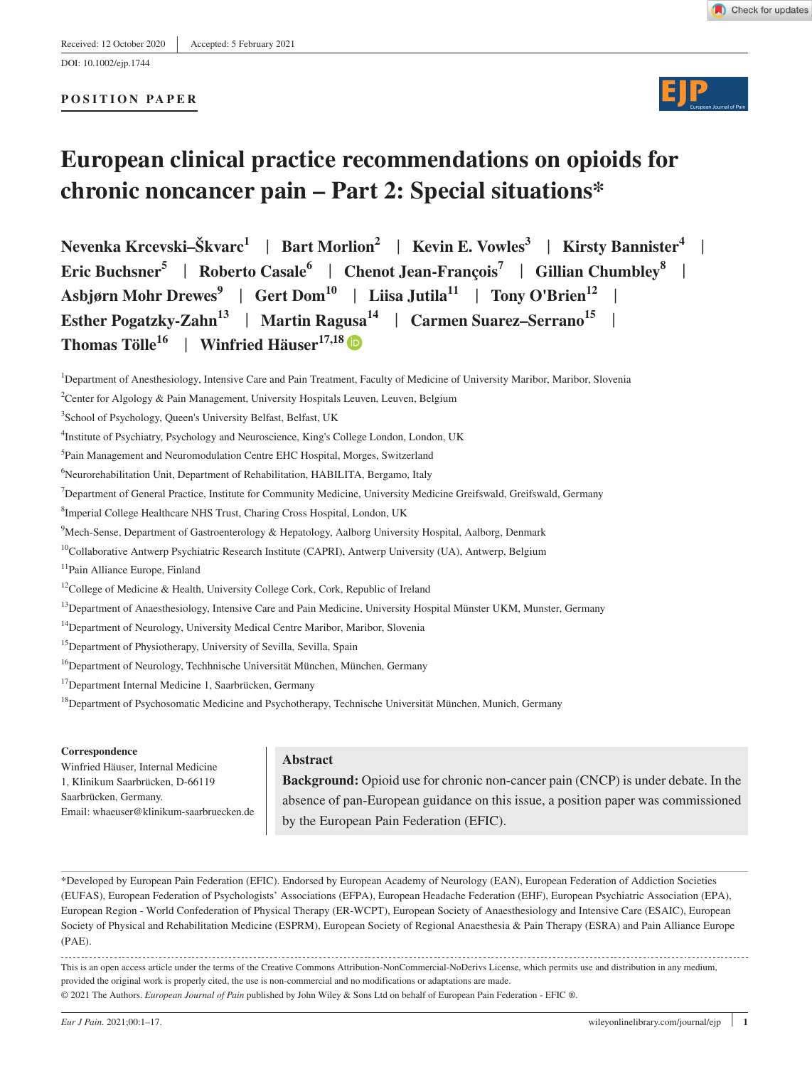Received: 12 October 2020 | Accepted: 5 February 2021

DOI: 10.1002/ejp.1744

**POSITION PAPER**

# European clinical practice recommendations on opioids for chronic noncancer pain – Part 2: Special situations*

**Nevenka Krcevski–Škvarc[1] | Bart Morlion[2] | Kevin E. Vowles[3] | Kirsty Bannister[4] | Eric Buchsner[5] | Roberto Casale[6] | Chenot Jean-François[7] | Gillian Chumbley[8] | Asbjørn Mohr Drewes[9] | Gert Dom[10] | Liisa Jutila[11] | Tony O'Brien[12] | Esther Pogatzky-Zahn[13] | Martin Ragusa[14] | Carmen Suarez–Serrano[15] | Thomas Tölle[16] | Winfried Häuser[17,18]**

[1]Department of Anesthesiology, Intensive Care and Pain Treatment, Faculty of Medicine of University Maribor, Maribor, Slovenia

[2]Center for Algology & Pain Management, University Hospitals Leuven, Leuven, Belgium

[3]School of Psychology, Queen's University Belfast, Belfast, UK

[4]Institute of Psychiatry, Psychology and Neuroscience, King's College London, London, UK

[5]Pain Management and Neuromodulation Centre EHC Hospital, Morges, Switzerland

[6]Neurorehabilitation Unit, Department of Rehabilitation, HABILITA, Bergamo, Italy

[7]Department of General Practice, Institute for Community Medicine, University Medicine Greifswald, Greifswald, Germany

[8]Imperial College Healthcare NHS Trust, Charing Cross Hospital, London, UK

[9]Mech-Sense, Department of Gastroenterology & Hepatology, Aalborg University Hospital, Aalborg, Denmark

[10]Collaborative Antwerp Psychiatric Research Institute (CAPRI), Antwerp University (UA), Antwerp, Belgium

[11]Pain Alliance Europe, Finland

[12]College of Medicine & Health, University College Cork, Cork, Republic of Ireland

[13]Department of Anaesthesiology, Intensive Care and Pain Medicine, University Hospital Münster UKM, Munster, Germany

[14]Department of Neurology, University Medical Centre Maribor, Maribor, Slovenia

[15]Department of Physiotherapy, University of Sevilla, Sevilla, Spain

[16]Department of Neurology, Techhnische Universität München, München, Germany

[17]Department Internal Medicine 1, Saarbrücken, Germany

[18]Department of Psychosomatic Medicine and Psychotherapy, Technische Universität München, Munich, Germany

**Correspondence**
Winfried Häuser, Internal Medicine 1, Klinikum Saarbrücken, D-66119 Saarbrücken, Germany.
Email: whaeuser@klinikum-saarbruecken.de

## Abstract

**Background:** Opioid use for chronic non-cancer pain (CNCP) is under debate. In the absence of pan-European guidance on this issue, a position paper was commissioned by the European Pain Federation (EFIC).

*Developed by European Pain Federation (EFIC). Endorsed by European Academy of Neurology (EAN), European Federation of Addiction Societies (EUFAS), European Federation of Psychologists' Associations (EFPA), European Headache Federation (EHF), European Psychiatric Association (EPA), European Region - World Confederation of Physical Therapy (ER-WCPT), European Society of Anaesthesiology and Intensive Care (ESAIC), European Society of Physical and Rehabilitation Medicine (ESPRM), European Society of Regional Anaesthesia & Pain Therapy (ESRA) and Pain Alliance Europe (PAE).

This is an open access article under the terms of the Creative Commons Attribution-NonCommercial-NoDerivs License, which permits use and distribution in any medium, provided the original work is properly cited, the use is non-commercial and no modifications or adaptations are made.
© 2021 The Authors. *European Journal of Pain* published by John Wiley & Sons Ltd on behalf of European Pain Federation - EFIC ®.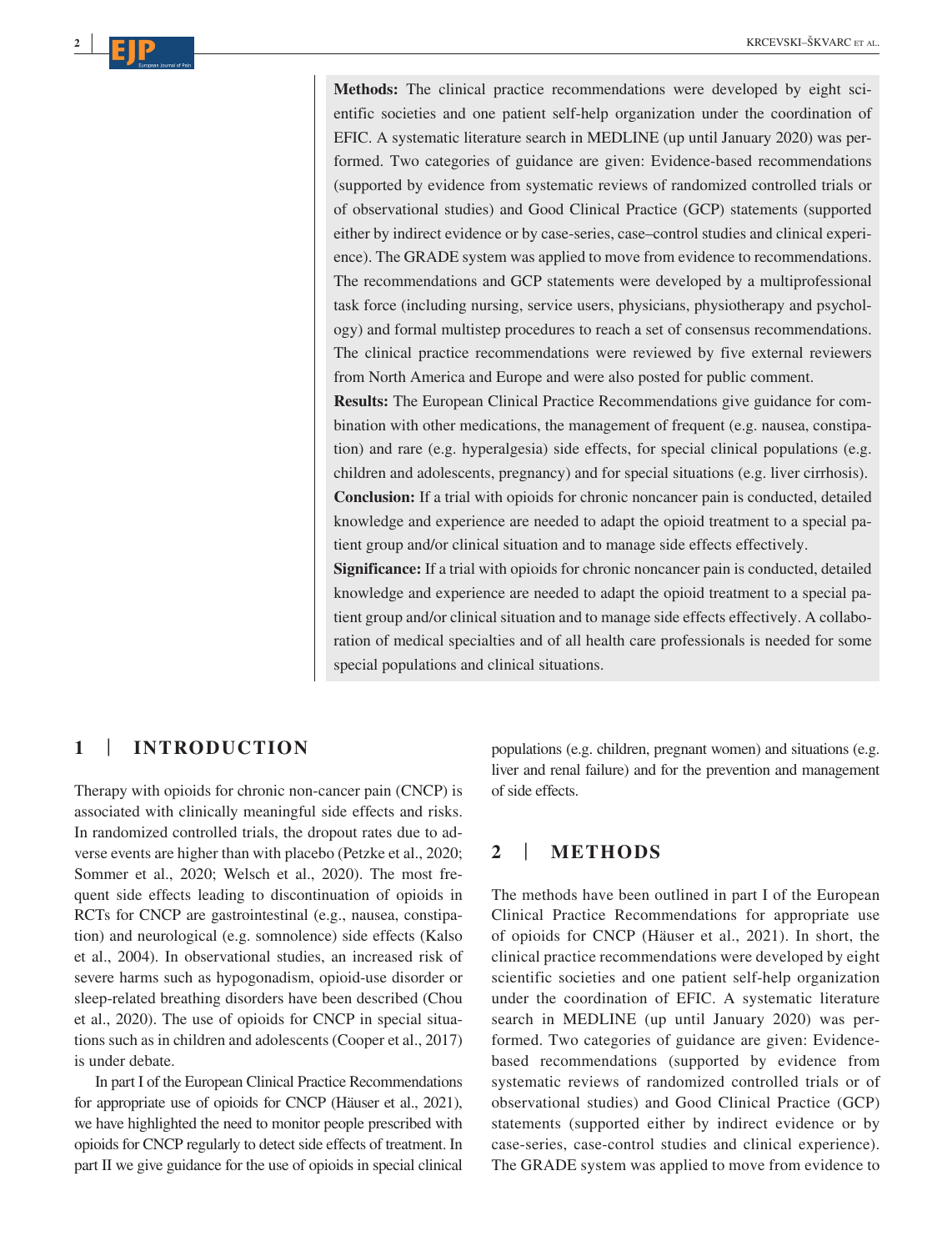**Methods:** The clinical practice recommendations were developed by eight scientific societies and one patient self-help organization under the coordination of EFIC. A systematic literature search in MEDLINE (up until January 2020) was performed. Two categories of guidance are given: Evidence-based recommendations (supported by evidence from systematic reviews of randomized controlled trials or of observational studies) and Good Clinical Practice (GCP) statements (supported either by indirect evidence or by case-series, case–control studies and clinical experience). The GRADE system was applied to move from evidence to recommendations. The recommendations and GCP statements were developed by a multiprofessional task force (including nursing, service users, physicians, physiotherapy and psychology) and formal multistep procedures to reach a set of consensus recommendations. The clinical practice recommendations were reviewed by five external reviewers from North America and Europe and were also posted for public comment.

**Results:** The European Clinical Practice Recommendations give guidance for combination with other medications, the management of frequent (e.g. nausea, constipation) and rare (e.g. hyperalgesia) side effects, for special clinical populations (e.g. children and adolescents, pregnancy) and for special situations (e.g. liver cirrhosis).

**Conclusion:** If a trial with opioids for chronic noncancer pain is conducted, detailed knowledge and experience are needed to adapt the opioid treatment to a special patient group and/or clinical situation and to manage side effects effectively.

**Significance:** If a trial with opioids for chronic noncancer pain is conducted, detailed knowledge and experience are needed to adapt the opioid treatment to a special patient group and/or clinical situation and to manage side effects effectively. A collaboration of medical specialties and of all health care professionals is needed for some special populations and clinical situations.

## 1 | INTRODUCTION

Therapy with opioids for chronic non-cancer pain (CNCP) is associated with clinically meaningful side effects and risks. In randomized controlled trials, the dropout rates due to adverse events are higher than with placebo (Petzke et al., 2020; Sommer et al., 2020; Welsch et al., 2020). The most frequent side effects leading to discontinuation of opioids in RCTs for CNCP are gastrointestinal (e.g., nausea, constipation) and neurological (e.g. somnolence) side effects (Kalso et al., 2004). In observational studies, an increased risk of severe harms such as hypogonadism, opioid-use disorder or sleep-related breathing disorders have been described (Chou et al., 2020). The use of opioids for CNCP in special situations such as in children and adolescents (Cooper et al., 2017) is under debate.

In part I of the European Clinical Practice Recommendations for appropriate use of opioids for CNCP (Häuser et al., 2021), we have highlighted the need to monitor people prescribed with opioids for CNCP regularly to detect side effects of treatment. In part II we give guidance for the use of opioids in special clinical populations (e.g. children, pregnant women) and situations (e.g. liver and renal failure) and for the prevention and management of side effects.

## 2 | METHODS

The methods have been outlined in part I of the European Clinical Practice Recommendations for appropriate use of opioids for CNCP (Häuser et al., 2021). In short, the clinical practice recommendations were developed by eight scientific societies and one patient self-help organization under the coordination of EFIC. A systematic literature search in MEDLINE (up until January 2020) was performed. Two categories of guidance are given: Evidence-based recommendations (supported by evidence from systematic reviews of randomized controlled trials or of observational studies) and Good Clinical Practice (GCP) statements (supported either by indirect evidence or by case-series, case-control studies and clinical experience). The GRADE system was applied to move from evidence to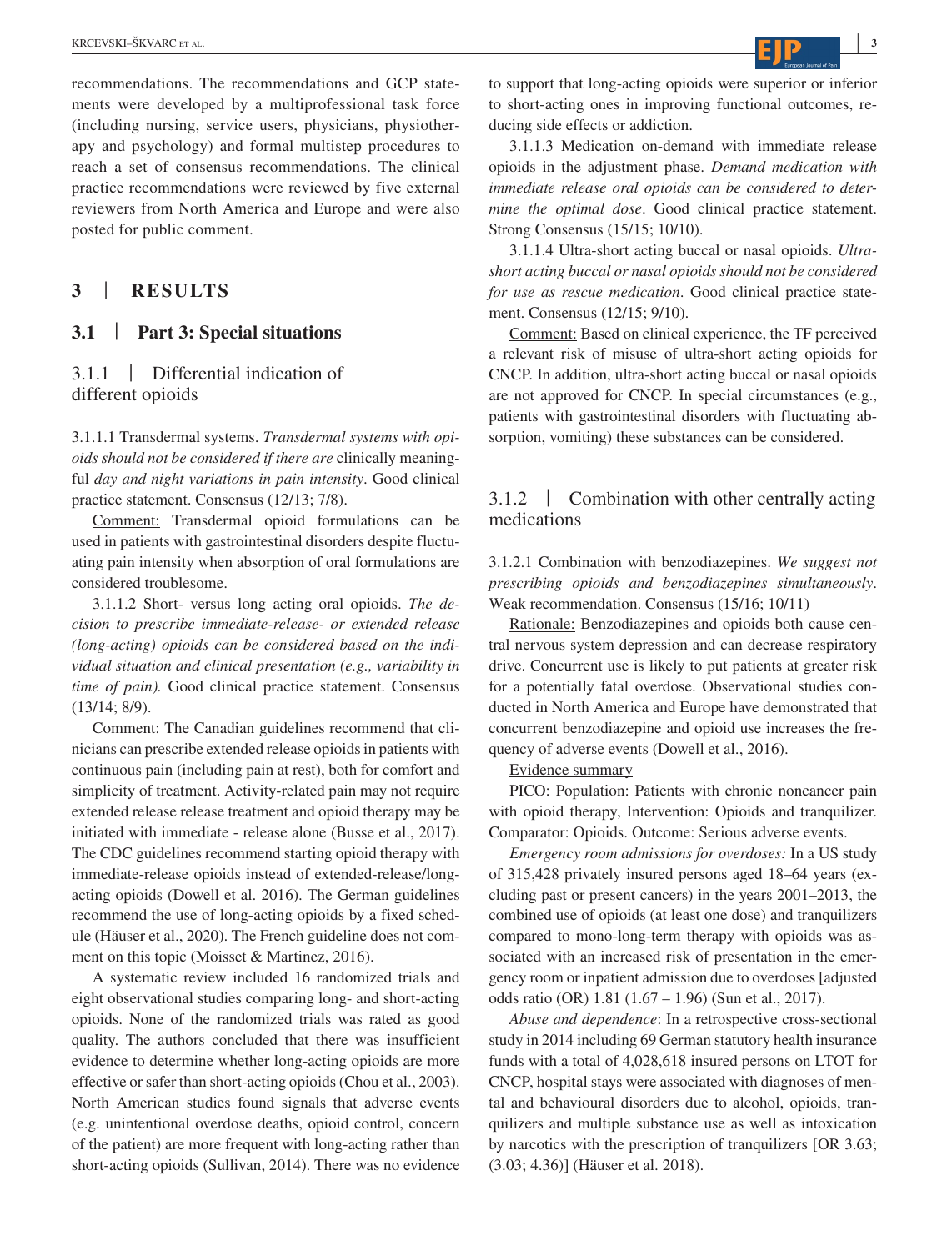recommendations. The recommendations and GCP statements were developed by a multiprofessional task force (including nursing, service users, physicians, physiotherapy and psychology) and formal multistep procedures to reach a set of consensus recommendations. The clinical practice recommendations were reviewed by five external reviewers from North America and Europe and were also posted for public comment.

## 3 | RESULTS

### 3.1 | Part 3: Special situations

#### 3.1.1 | Differential indication of different opioids

3.1.1.1 Transdermal systems. *Transdermal systems with opioids should not be considered if there are* clinically meaningful *day and night variations in pain intensity*. Good clinical practice statement. Consensus (12/13; 7/8).

Comment: Transdermal opioid formulations can be used in patients with gastrointestinal disorders despite fluctuating pain intensity when absorption of oral formulations are considered troublesome.

3.1.1.2 Short- versus long acting oral opioids. *The decision to prescribe immediate-release- or extended release (long-acting) opioids can be considered based on the individual situation and clinical presentation (e.g., variability in time of pain).* Good clinical practice statement. Consensus (13/14; 8/9).

Comment: The Canadian guidelines recommend that clinicians can prescribe extended release opioids in patients with continuous pain (including pain at rest), both for comfort and simplicity of treatment. Activity-related pain may not require extended release release treatment and opioid therapy may be initiated with immediate - release alone (Busse et al., 2017). The CDC guidelines recommend starting opioid therapy with immediate-release opioids instead of extended-release/long-acting opioids (Dowell et al. 2016). The German guidelines recommend the use of long-acting opioids by a fixed schedule (Häuser et al., 2020). The French guideline does not comment on this topic (Moisset & Martinez, 2016).

A systematic review included 16 randomized trials and eight observational studies comparing long- and short-acting opioids. None of the randomized trials was rated as good quality. The authors concluded that there was insufficient evidence to determine whether long-acting opioids are more effective or safer than short-acting opioids (Chou et al., 2003). North American studies found signals that adverse events (e.g. unintentional overdose deaths, opioid control, concern of the patient) are more frequent with long-acting rather than short-acting opioids (Sullivan, 2014). There was no evidence to support that long-acting opioids were superior or inferior to short-acting ones in improving functional outcomes, reducing side effects or addiction.

3.1.1.3 Medication on-demand with immediate release opioids in the adjustment phase. *Demand medication with immediate release oral opioids can be considered to determine the optimal dose*. Good clinical practice statement. Strong Consensus (15/15; 10/10).

3.1.1.4 Ultra-short acting buccal or nasal opioids. *Ultra-short acting buccal or nasal opioids should not be considered for use as rescue medication*. Good clinical practice statement. Consensus (12/15; 9/10).

Comment: Based on clinical experience, the TF perceived a relevant risk of misuse of ultra-short acting opioids for CNCP. In addition, ultra-short acting buccal or nasal opioids are not approved for CNCP. In special circumstances (e.g., patients with gastrointestinal disorders with fluctuating absorption, vomiting) these substances can be considered.

#### 3.1.2 | Combination with other centrally acting medications

3.1.2.1 Combination with benzodiazepines. *We suggest not prescribing opioids and benzodiazepines simultaneously*. Weak recommendation. Consensus (15/16; 10/11)

Rationale: Benzodiazepines and opioids both cause central nervous system depression and can decrease respiratory drive. Concurrent use is likely to put patients at greater risk for a potentially fatal overdose. Observational studies conducted in North America and Europe have demonstrated that concurrent benzodiazepine and opioid use increases the frequency of adverse events (Dowell et al., 2016).

Evidence summary

PICO: Population: Patients with chronic noncancer pain with opioid therapy, Intervention: Opioids and tranquilizer. Comparator: Opioids. Outcome: Serious adverse events.

*Emergency room admissions for overdoses:* In a US study of 315,428 privately insured persons aged 18–64 years (excluding past or present cancers) in the years 2001–2013, the combined use of opioids (at least one dose) and tranquilizers compared to mono-long-term therapy with opioids was associated with an increased risk of presentation in the emergency room or inpatient admission due to overdoses [adjusted odds ratio (OR) 1.81 (1.67 – 1.96) (Sun et al., 2017).

*Abuse and dependence*: In a retrospective cross-sectional study in 2014 including 69 German statutory health insurance funds with a total of 4,028,618 insured persons on LTOT for CNCP, hospital stays were associated with diagnoses of mental and behavioural disorders due to alcohol, opioids, tranquilizers and multiple substance use as well as intoxication by narcotics with the prescription of tranquilizers [OR 3.63; (3.03; 4.36)] (Häuser et al. 2018).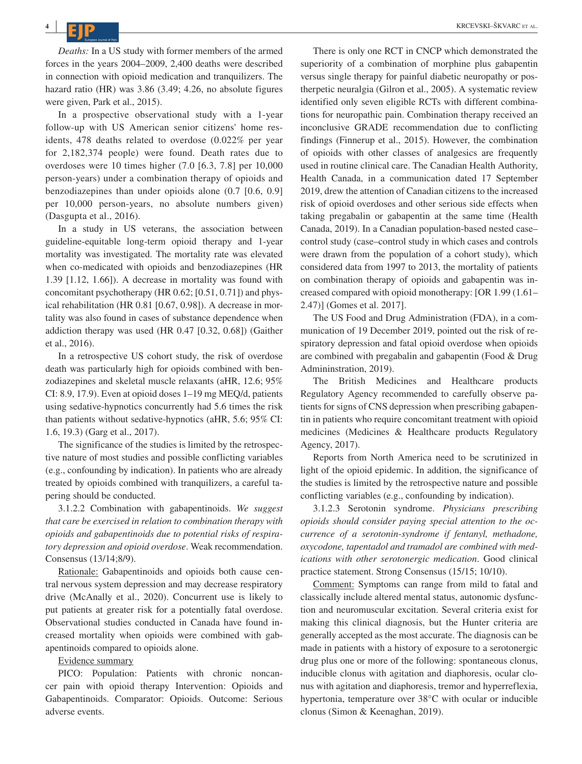*Deaths:* In a US study with former members of the armed forces in the years 2004–2009, 2,400 deaths were described in connection with opioid medication and tranquilizers. The hazard ratio (HR) was 3.86 (3.49; 4.26, no absolute figures were given, Park et al., 2015).

In a prospective observational study with a 1-year follow-up with US American senior citizens' home residents, 478 deaths related to overdose (0.022% per year for 2,182,374 people) were found. Death rates due to overdoses were 10 times higher (7.0 [6.3, 7.8] per 10,000 person-years) under a combination therapy of opioids and benzodiazepines than under opioids alone (0.7 [0.6, 0.9] per 10,000 person-years, no absolute numbers given) (Dasgupta et al., 2016).

In a study in US veterans, the association between guideline-equitable long-term opioid therapy and 1-year mortality was investigated. The mortality rate was elevated when co-medicated with opioids and benzodiazepines (HR 1.39 [1.12, 1.66]). A decrease in mortality was found with concomitant psychotherapy (HR 0.62; [0.51, 0.71]) and physical rehabilitation (HR 0.81 [0.67, 0.98]). A decrease in mortality was also found in cases of substance dependence when addiction therapy was used (HR 0.47 [0.32, 0.68]) (Gaither et al., 2016).

In a retrospective US cohort study, the risk of overdose death was particularly high for opioids combined with benzodiazepines and skeletal muscle relaxants (aHR, 12.6; 95% CI: 8.9, 17.9). Even at opioid doses 1–19 mg MEQ/d, patients using sedative-hypnotics concurrently had 5.6 times the risk than patients without sedative-hypnotics (aHR, 5.6; 95% CI: 1.6, 19.3) (Garg et al., 2017).

The significance of the studies is limited by the retrospective nature of most studies and possible conflicting variables (e.g., confounding by indication). In patients who are already treated by opioids combined with tranquilizers, a careful tapering should be conducted.

3.1.2.2 Combination with gabapentinoids. *We suggest that care be exercised in relation to combination therapy with opioids and gabapentinoids due to potential risks of respiratory depression and opioid overdose*. Weak recommendation. Consensus (13/14;8/9).

Rationale: Gabapentinoids and opioids both cause central nervous system depression and may decrease respiratory drive (McAnally et al., 2020). Concurrent use is likely to put patients at greater risk for a potentially fatal overdose. Observational studies conducted in Canada have found increased mortality when opioids were combined with gabapentinoids compared to opioids alone.

Evidence summary

PICO: Population: Patients with chronic noncancer pain with opioid therapy Intervention: Opioids and Gabapentinoids. Comparator: Opioids. Outcome: Serious adverse events.

There is only one RCT in CNCP which demonstrated the superiority of a combination of morphine plus gabapentin versus single therapy for painful diabetic neuropathy or postherpetic neuralgia (Gilron et al., 2005). A systematic review identified only seven eligible RCTs with different combinations for neuropathic pain. Combination therapy received an inconclusive GRADE recommendation due to conflicting findings (Finnerup et al., 2015). However, the combination of opioids with other classes of analgesics are frequently used in routine clinical care. The Canadian Health Authority, Health Canada, in a communication dated 17 September 2019, drew the attention of Canadian citizens to the increased risk of opioid overdoses and other serious side effects when taking pregabalin or gabapentin at the same time (Health Canada, 2019). In a Canadian population-based nested case–control study (case–control study in which cases and controls were drawn from the population of a cohort study), which considered data from 1997 to 2013, the mortality of patients on combination therapy of opioids and gabapentin was increased compared with opioid monotherapy: [OR 1.99 (1.61–2.47)] (Gomes et al. 2017].

The US Food and Drug Administration (FDA), in a communication of 19 December 2019, pointed out the risk of respiratory depression and fatal opioid overdose when opioids are combined with pregabalin and gabapentin (Food & Drug Admininstration, 2019).

The British Medicines and Healthcare products Regulatory Agency recommended to carefully observe patients for signs of CNS depression when prescribing gabapentin in patients who require concomitant treatment with opioid medicines (Medicines & Healthcare products Regulatory Agency, 2017).

Reports from North America need to be scrutinized in light of the opioid epidemic. In addition, the significance of the studies is limited by the retrospective nature and possible conflicting variables (e.g., confounding by indication).

3.1.2.3 Serotonin syndrome. *Physicians prescribing opioids should consider paying special attention to the occurrence of a serotonin-syndrome if fentanyl, methadone, oxycodone, tapentadol and tramadol are combined with medications with other serotonergic medication*. Good clinical practice statement. Strong Consensus (15/15; 10/10).

Comment: Symptoms can range from mild to fatal and classically include altered mental status, autonomic dysfunction and neuromuscular excitation. Several criteria exist for making this clinical diagnosis, but the Hunter criteria are generally accepted as the most accurate. The diagnosis can be made in patients with a history of exposure to a serotonergic drug plus one or more of the following: spontaneous clonus, inducible clonus with agitation and diaphoresis, ocular clonus with agitation and diaphoresis, tremor and hyperreflexia, hypertonia, temperature over 38°C with ocular or inducible clonus (Simon & Keenaghan, 2019).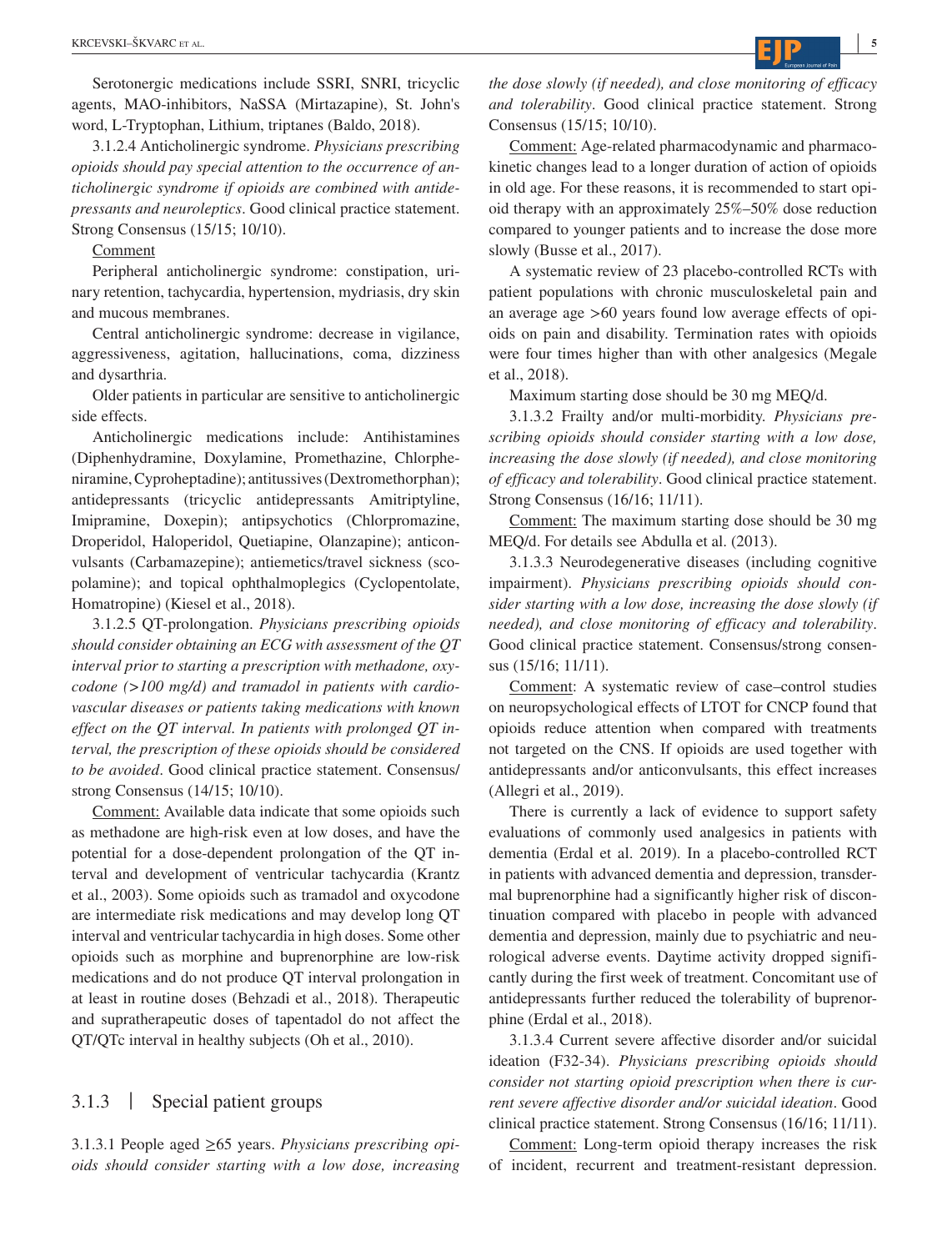Serotonergic medications include SSRI, SNRI, tricyclic agents, MAO-inhibitors, NaSSA (Mirtazapine), St. John's word, L-Tryptophan, Lithium, triptanes (Baldo, 2018).

3.1.2.4 Anticholinergic syndrome. *Physicians prescribing opioids should pay special attention to the occurrence of anticholinergic syndrome if opioids are combined with antidepressants and neuroleptics*. Good clinical practice statement. Strong Consensus (15/15; 10/10).

Comment

Peripheral anticholinergic syndrome: constipation, urinary retention, tachycardia, hypertension, mydriasis, dry skin and mucous membranes.

Central anticholinergic syndrome: decrease in vigilance, aggressiveness, agitation, hallucinations, coma, dizziness and dysarthria.

Older patients in particular are sensitive to anticholinergic side effects.

Anticholinergic medications include: Antihistamines (Diphenhydramine, Doxylamine, Promethazine, Chlorpheniramine, Cyproheptadine); antitussives (Dextromethorphan); antidepressants (tricyclic antidepressants Amitriptyline, Imipramine, Doxepin); antipsychotics (Chlorpromazine, Droperidol, Haloperidol, Quetiapine, Olanzapine); anticonvulsants (Carbamazepine); antiemetics/travel sickness (scopolamine); and topical ophthalmoplegics (Cyclopentolate, Homatropine) (Kiesel et al., 2018).

3.1.2.5 QT-prolongation. *Physicians prescribing opioids should consider obtaining an ECG with assessment of the QT interval prior to starting a prescription with methadone, oxycodone (>100 mg/d) and tramadol in patients with cardiovascular diseases or patients taking medications with known effect on the QT interval. In patients with prolonged QT interval, the prescription of these opioids should be considered to be avoided*. Good clinical practice statement. Consensus/strong Consensus (14/15; 10/10).

Comment: Available data indicate that some opioids such as methadone are high-risk even at low doses, and have the potential for a dose-dependent prolongation of the QT interval and development of ventricular tachycardia (Krantz et al., 2003). Some opioids such as tramadol and oxycodone are intermediate risk medications and may develop long QT interval and ventricular tachycardia in high doses. Some other opioids such as morphine and buprenorphine are low-risk medications and do not produce QT interval prolongation in at least in routine doses (Behzadi et al., 2018). Therapeutic and supratherapeutic doses of tapentadol do not affect the QT/QTc interval in healthy subjects (Oh et al., 2010).

### 3.1.3 | Special patient groups

3.1.3.1 People aged ≥65 years. *Physicians prescribing opioids should consider starting with a low dose, increasing the dose slowly (if needed), and close monitoring of efficacy and tolerability*. Good clinical practice statement. Strong Consensus (15/15; 10/10).

Comment: Age-related pharmacodynamic and pharmacokinetic changes lead to a longer duration of action of opioids in old age. For these reasons, it is recommended to start opioid therapy with an approximately 25%–50% dose reduction compared to younger patients and to increase the dose more slowly (Busse et al., 2017).

A systematic review of 23 placebo-controlled RCTs with patient populations with chronic musculoskeletal pain and an average age >60 years found low average effects of opioids on pain and disability. Termination rates with opioids were four times higher than with other analgesics (Megale et al., 2018).

Maximum starting dose should be 30 mg MEQ/d.

3.1.3.2 Frailty and/or multi-morbidity. *Physicians prescribing opioids should consider starting with a low dose, increasing the dose slowly (if needed), and close monitoring of efficacy and tolerability*. Good clinical practice statement. Strong Consensus (16/16; 11/11).

Comment: The maximum starting dose should be 30 mg MEQ/d. For details see Abdulla et al. (2013).

3.1.3.3 Neurodegenerative diseases (including cognitive impairment). *Physicians prescribing opioids should consider starting with a low dose, increasing the dose slowly (if needed), and close monitoring of efficacy and tolerability*. Good clinical practice statement. Consensus/strong consensus (15/16; 11/11).

Comment: A systematic review of case–control studies on neuropsychological effects of LTOT for CNCP found that opioids reduce attention when compared with treatments not targeted on the CNS. If opioids are used together with antidepressants and/or anticonvulsants, this effect increases (Allegri et al., 2019).

There is currently a lack of evidence to support safety evaluations of commonly used analgesics in patients with dementia (Erdal et al. 2019). In a placebo-controlled RCT in patients with advanced dementia and depression, transdermal buprenorphine had a significantly higher risk of discontinuation compared with placebo in people with advanced dementia and depression, mainly due to psychiatric and neurological adverse events. Daytime activity dropped significantly during the first week of treatment. Concomitant use of antidepressants further reduced the tolerability of buprenorphine (Erdal et al., 2018).

3.1.3.4 Current severe affective disorder and/or suicidal ideation (F32-34). *Physicians prescribing opioids should consider not starting opioid prescription when there is current severe affective disorder and/or suicidal ideation*. Good clinical practice statement. Strong Consensus (16/16; 11/11).

Comment: Long-term opioid therapy increases the risk of incident, recurrent and treatment-resistant depression.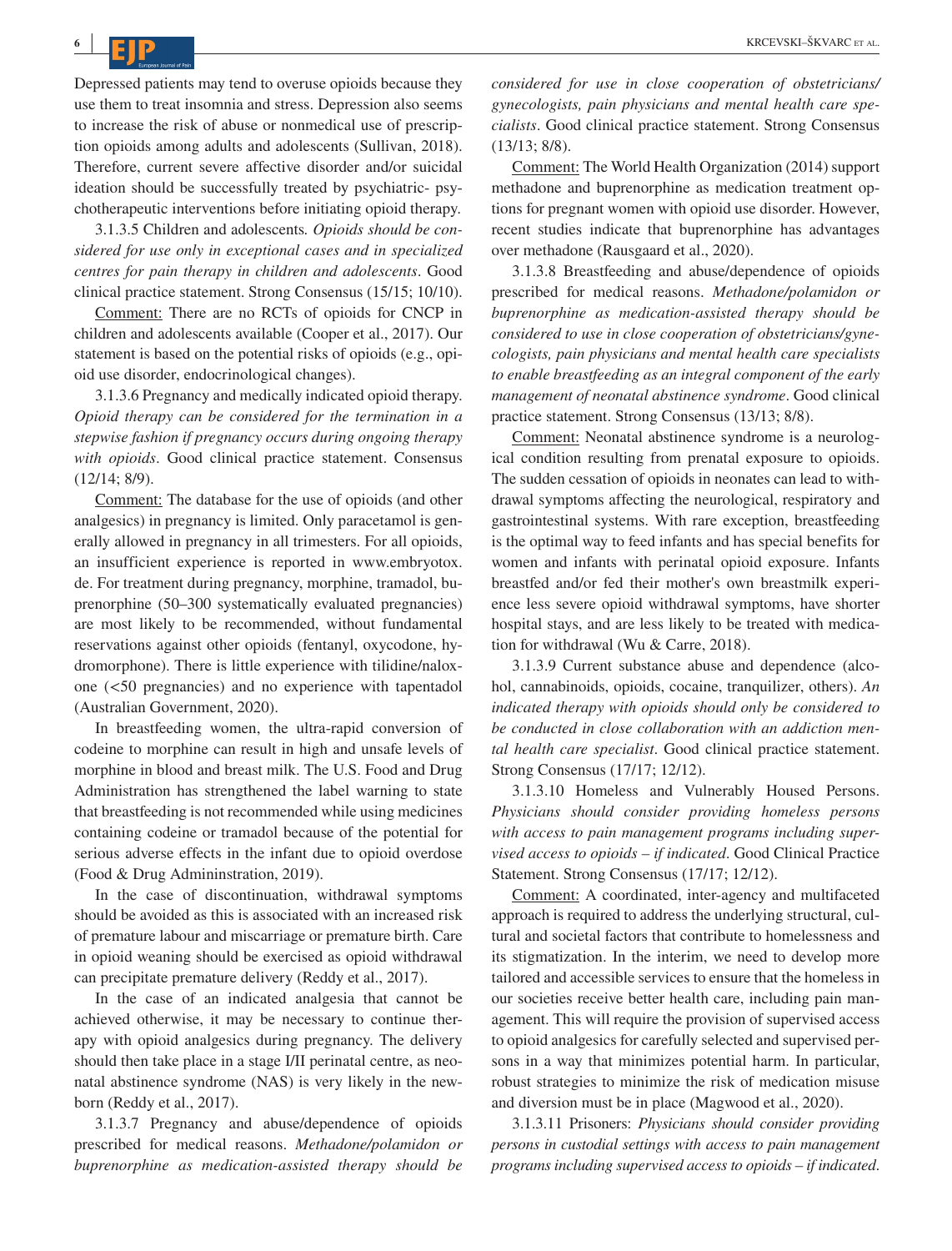Depressed patients may tend to overuse opioids because they use them to treat insomnia and stress. Depression also seems to increase the risk of abuse or nonmedical use of prescription opioids among adults and adolescents (Sullivan, 2018). Therefore, current severe affective disorder and/or suicidal ideation should be successfully treated by psychiatric- psychotherapeutic interventions before initiating opioid therapy.

3.1.3.5 Children and adolescents. *Opioids should be considered for use only in exceptional cases and in specialized centres for pain therapy in children and adolescents*. Good clinical practice statement. Strong Consensus (15/15; 10/10).

Comment: There are no RCTs of opioids for CNCP in children and adolescents available (Cooper et al., 2017). Our statement is based on the potential risks of opioids (e.g., opioid use disorder, endocrinological changes).

3.1.3.6 Pregnancy and medically indicated opioid therapy. *Opioid therapy can be considered for the termination in a stepwise fashion if pregnancy occurs during ongoing therapy with opioids*. Good clinical practice statement. Consensus (12/14; 8/9).

Comment: The database for the use of opioids (and other analgesics) in pregnancy is limited. Only paracetamol is generally allowed in pregnancy in all trimesters. For all opioids, an insufficient experience is reported in www.embryotox.de. For treatment during pregnancy, morphine, tramadol, buprenorphine (50–300 systematically evaluated pregnancies) are most likely to be recommended, without fundamental reservations against other opioids (fentanyl, oxycodone, hydromorphone). There is little experience with tilidine/naloxone (<50 pregnancies) and no experience with tapentadol (Australian Government, 2020).

In breastfeeding women, the ultra-rapid conversion of codeine to morphine can result in high and unsafe levels of morphine in blood and breast milk. The U.S. Food and Drug Administration has strengthened the label warning to state that breastfeeding is not recommended while using medicines containing codeine or tramadol because of the potential for serious adverse effects in the infant due to opioid overdose (Food & Drug Admininstration, 2019).

In the case of discontinuation, withdrawal symptoms should be avoided as this is associated with an increased risk of premature labour and miscarriage or premature birth. Care in opioid weaning should be exercised as opioid withdrawal can precipitate premature delivery (Reddy et al., 2017).

In the case of an indicated analgesia that cannot be achieved otherwise, it may be necessary to continue therapy with opioid analgesics during pregnancy. The delivery should then take place in a stage I/II perinatal centre, as neonatal abstinence syndrome (NAS) is very likely in the newborn (Reddy et al., 2017).

3.1.3.7 Pregnancy and abuse/dependence of opioids prescribed for medical reasons. *Methadone/polamidon or buprenorphine as medication-assisted therapy should be considered for use in close cooperation of obstetricians/gynecologists, pain physicians and mental health care specialists*. Good clinical practice statement. Strong Consensus (13/13; 8/8).

Comment: The World Health Organization (2014) support methadone and buprenorphine as medication treatment options for pregnant women with opioid use disorder. However, recent studies indicate that buprenorphine has advantages over methadone (Rausgaard et al., 2020).

3.1.3.8 Breastfeeding and abuse/dependence of opioids prescribed for medical reasons. *Methadone/polamidon or buprenorphine as medication-assisted therapy should be considered to use in close cooperation of obstetricians/gynecologists, pain physicians and mental health care specialists to enable breastfeeding as an integral component of the early management of neonatal abstinence syndrome*. Good clinical practice statement. Strong Consensus (13/13; 8/8).

Comment: Neonatal abstinence syndrome is a neurological condition resulting from prenatal exposure to opioids. The sudden cessation of opioids in neonates can lead to withdrawal symptoms affecting the neurological, respiratory and gastrointestinal systems. With rare exception, breastfeeding is the optimal way to feed infants and has special benefits for women and infants with perinatal opioid exposure. Infants breastfed and/or fed their mother's own breastmilk experience less severe opioid withdrawal symptoms, have shorter hospital stays, and are less likely to be treated with medication for withdrawal (Wu & Carre, 2018).

3.1.3.9 Current substance abuse and dependence (alcohol, cannabinoids, opioids, cocaine, tranquilizer, others). *An indicated therapy with opioids should only be considered to be conducted in close collaboration with an addiction mental health care specialist*. Good clinical practice statement. Strong Consensus (17/17; 12/12).

3.1.3.10 Homeless and Vulnerably Housed Persons. *Physicians should consider providing homeless persons with access to pain management programs including supervised access to opioids – if indicated*. Good Clinical Practice Statement. Strong Consensus (17/17; 12/12).

Comment: A coordinated, inter-agency and multifaceted approach is required to address the underlying structural, cultural and societal factors that contribute to homelessness and its stigmatization. In the interim, we need to develop more tailored and accessible services to ensure that the homeless in our societies receive better health care, including pain management. This will require the provision of supervised access to opioid analgesics for carefully selected and supervised persons in a way that minimizes potential harm. In particular, robust strategies to minimize the risk of medication misuse and diversion must be in place (Magwood et al., 2020).

3.1.3.11 Prisoners: *Physicians should consider providing persons in custodial settings with access to pain management programs including supervised access to opioids – if indicated*.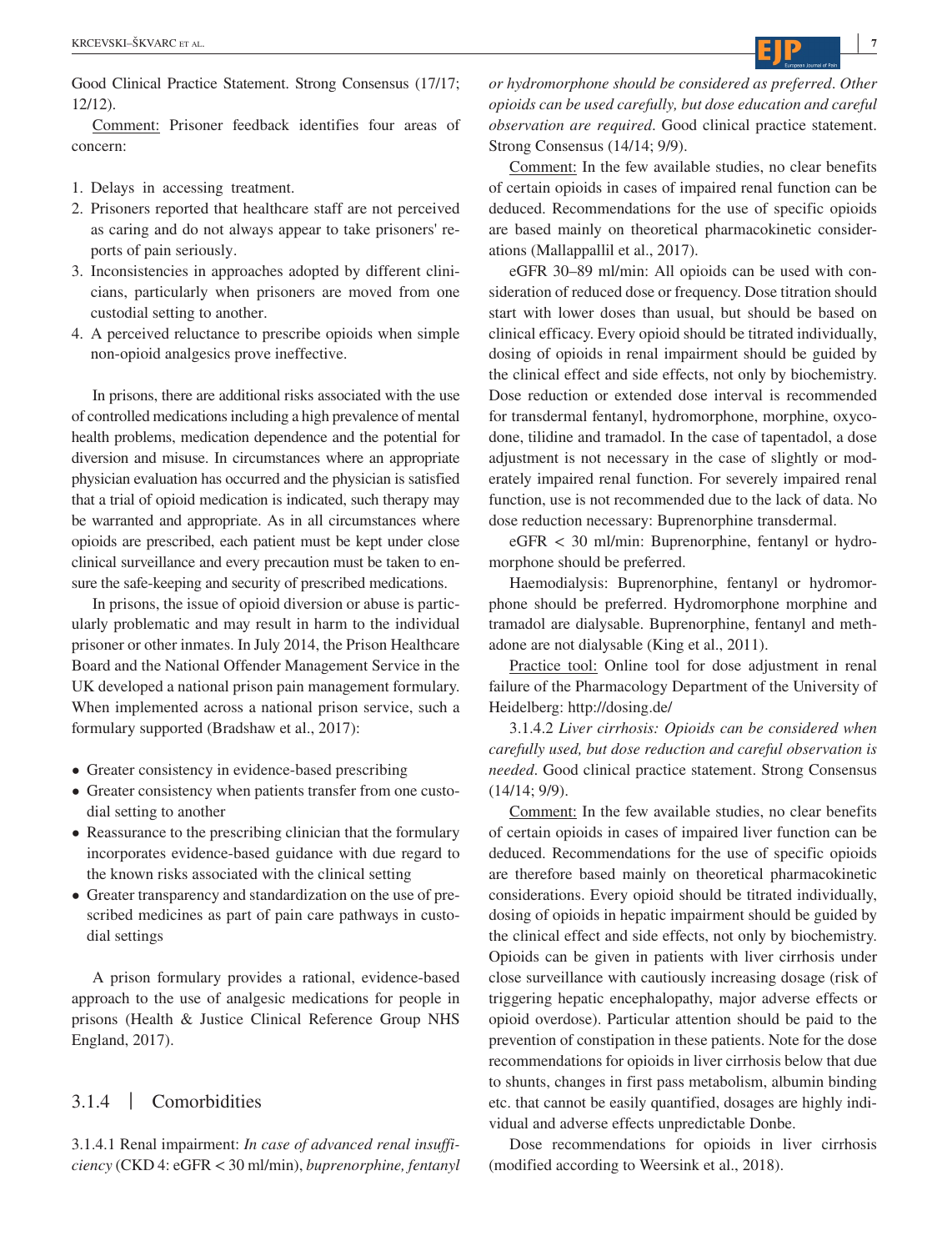Good Clinical Practice Statement. Strong Consensus (17/17; 12/12).

Comment: Prisoner feedback identifies four areas of concern:

1. Delays in accessing treatment.
2. Prisoners reported that healthcare staff are not perceived as caring and do not always appear to take prisoners' reports of pain seriously.
3. Inconsistencies in approaches adopted by different clinicians, particularly when prisoners are moved from one custodial setting to another.
4. A perceived reluctance to prescribe opioids when simple non-opioid analgesics prove ineffective.

In prisons, there are additional risks associated with the use of controlled medications including a high prevalence of mental health problems, medication dependence and the potential for diversion and misuse. In circumstances where an appropriate physician evaluation has occurred and the physician is satisfied that a trial of opioid medication is indicated, such therapy may be warranted and appropriate. As in all circumstances where opioids are prescribed, each patient must be kept under close clinical surveillance and every precaution must be taken to ensure the safe-keeping and security of prescribed medications.

In prisons, the issue of opioid diversion or abuse is particularly problematic and may result in harm to the individual prisoner or other inmates. In July 2014, the Prison Healthcare Board and the National Offender Management Service in the UK developed a national prison pain management formulary. When implemented across a national prison service, such a formulary supported (Bradshaw et al., 2017):

- Greater consistency in evidence-based prescribing
- Greater consistency when patients transfer from one custodial setting to another
- Reassurance to the prescribing clinician that the formulary incorporates evidence-based guidance with due regard to the known risks associated with the clinical setting
- Greater transparency and standardization on the use of prescribed medicines as part of pain care pathways in custodial settings

A prison formulary provides a rational, evidence-based approach to the use of analgesic medications for people in prisons (Health & Justice Clinical Reference Group NHS England, 2017).

### 3.1.4 | Comorbidities

3.1.4.1 Renal impairment: *In case of advanced renal insufficiency* (CKD 4: eGFR < 30 ml/min), *buprenorphine, fentanyl or hydromorphone should be considered as preferred*. *Other opioids can be used carefully, but dose education and careful observation are required*. Good clinical practice statement. Strong Consensus (14/14; 9/9).

Comment: In the few available studies, no clear benefits of certain opioids in cases of impaired renal function can be deduced. Recommendations for the use of specific opioids are based mainly on theoretical pharmacokinetic considerations (Mallappallil et al., 2017).

eGFR 30–89 ml/min: All opioids can be used with consideration of reduced dose or frequency. Dose titration should start with lower doses than usual, but should be based on clinical efficacy. Every opioid should be titrated individually, dosing of opioids in renal impairment should be guided by the clinical effect and side effects, not only by biochemistry. Dose reduction or extended dose interval is recommended for transdermal fentanyl, hydromorphone, morphine, oxycodone, tilidine and tramadol. In the case of tapentadol, a dose adjustment is not necessary in the case of slightly or moderately impaired renal function. For severely impaired renal function, use is not recommended due to the lack of data. No dose reduction necessary: Buprenorphine transdermal.

eGFR < 30 ml/min: Buprenorphine, fentanyl or hydromorphone should be preferred.

Haemodialysis: Buprenorphine, fentanyl or hydromorphone should be preferred. Hydromorphone morphine and tramadol are dialysable. Buprenorphine, fentanyl and methadone are not dialysable (King et al., 2011).

Practice tool: Online tool for dose adjustment in renal failure of the Pharmacology Department of the University of Heidelberg: http://dosing.de/

3.1.4.2 *Liver cirrhosis: Opioids can be considered when carefully used, but dose reduction and careful observation is needed*. Good clinical practice statement. Strong Consensus (14/14; 9/9).

Comment: In the few available studies, no clear benefits of certain opioids in cases of impaired liver function can be deduced. Recommendations for the use of specific opioids are therefore based mainly on theoretical pharmacokinetic considerations. Every opioid should be titrated individually, dosing of opioids in hepatic impairment should be guided by the clinical effect and side effects, not only by biochemistry. Opioids can be given in patients with liver cirrhosis under close surveillance with cautiously increasing dosage (risk of triggering hepatic encephalopathy, major adverse effects or opioid overdose). Particular attention should be paid to the prevention of constipation in these patients. Note for the dose recommendations for opioids in liver cirrhosis below that due to shunts, changes in first pass metabolism, albumin binding etc. that cannot be easily quantified, dosages are highly individual and adverse effects unpredictable Donbe.

Dose recommendations for opioids in liver cirrhosis (modified according to Weersink et al., 2018).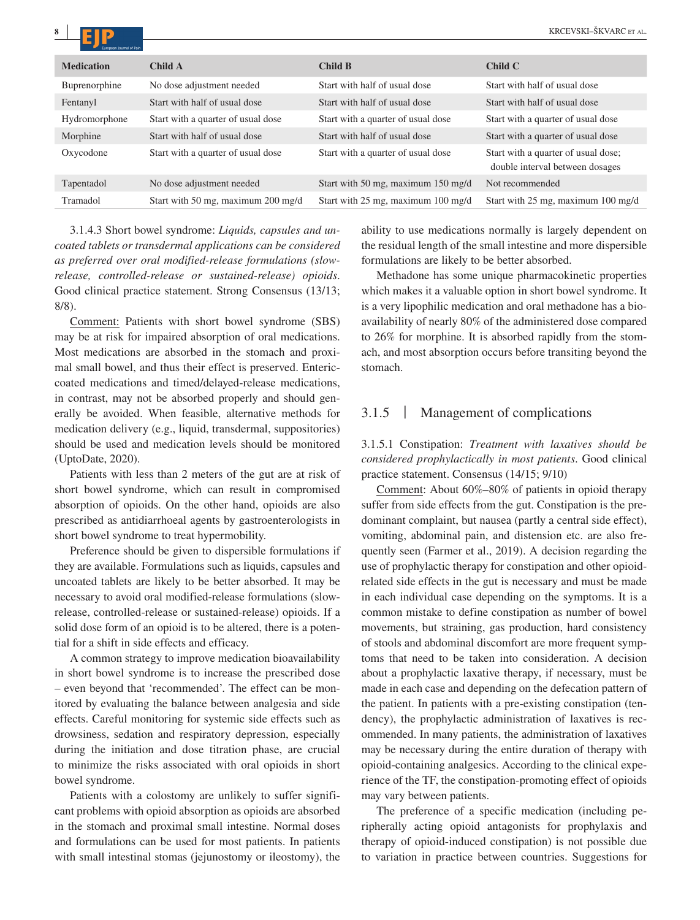| Medication | Child A | Child B | Child C |
|---|---|---|---|
| Buprenorphine | No dose adjustment needed | Start with half of usual dose | Start with half of usual dose |
| Fentanyl | Start with half of usual dose | Start with half of usual dose | Start with half of usual dose |
| Hydromorphone | Start with a quarter of usual dose | Start with a quarter of usual dose | Start with a quarter of usual dose |
| Morphine | Start with half of usual dose | Start with half of usual dose | Start with a quarter of usual dose |
| Oxycodone | Start with a quarter of usual dose | Start with a quarter of usual dose | Start with a quarter of usual dose; double interval between dosages |
| Tapentadol | No dose adjustment needed | Start with 50 mg, maximum 150 mg/d | Not recommended |
| Tramadol | Start with 50 mg, maximum 200 mg/d | Start with 25 mg, maximum 100 mg/d | Start with 25 mg, maximum 100 mg/d |

3.1.4.3 Short bowel syndrome: *Liquids, capsules and uncoated tablets or transdermal applications can be considered as preferred over oral modified-release formulations (slow-release, controlled-release or sustained-release) opioids*. Good clinical practice statement. Strong Consensus (13/13; 8/8).

Comment: Patients with short bowel syndrome (SBS) may be at risk for impaired absorption of oral medications. Most medications are absorbed in the stomach and proximal small bowel, and thus their effect is preserved. Enteric-coated medications and timed/delayed-release medications, in contrast, may not be absorbed properly and should generally be avoided. When feasible, alternative methods for medication delivery (e.g., liquid, transdermal, suppositories) should be used and medication levels should be monitored (UptoDate, 2020).

Patients with less than 2 meters of the gut are at risk of short bowel syndrome, which can result in compromised absorption of opioids. On the other hand, opioids are also prescribed as antidiarrhoeal agents by gastroenterologists in short bowel syndrome to treat hypermobility.

Preference should be given to dispersible formulations if they are available. Formulations such as liquids, capsules and uncoated tablets are likely to be better absorbed. It may be necessary to avoid oral modified-release formulations (slow-release, controlled-release or sustained-release) opioids. If a solid dose form of an opioid is to be altered, there is a potential for a shift in side effects and efficacy.

A common strategy to improve medication bioavailability in short bowel syndrome is to increase the prescribed dose – even beyond that 'recommended'. The effect can be monitored by evaluating the balance between analgesia and side effects. Careful monitoring for systemic side effects such as drowsiness, sedation and respiratory depression, especially during the initiation and dose titration phase, are crucial to minimize the risks associated with oral opioids in short bowel syndrome.

Patients with a colostomy are unlikely to suffer significant problems with opioid absorption as opioids are absorbed in the stomach and proximal small intestine. Normal doses and formulations can be used for most patients. In patients with small intestinal stomas (jejunostomy or ileostomy), the ability to use medications normally is largely dependent on the residual length of the small intestine and more dispersible formulations are likely to be better absorbed.

Methadone has some unique pharmacokinetic properties which makes it a valuable option in short bowel syndrome. It is a very lipophilic medication and oral methadone has a bioavailability of nearly 80% of the administered dose compared to 26% for morphine. It is absorbed rapidly from the stomach, and most absorption occurs before transiting beyond the stomach.

### 3.1.5 | Management of complications

3.1.5.1 Constipation: *Treatment with laxatives should be considered prophylactically in most patients*. Good clinical practice statement. Consensus (14/15; 9/10)

Comment: About 60%–80% of patients in opioid therapy suffer from side effects from the gut. Constipation is the predominant complaint, but nausea (partly a central side effect), vomiting, abdominal pain, and distension etc. are also frequently seen (Farmer et al., 2019). A decision regarding the use of prophylactic therapy for constipation and other opioid-related side effects in the gut is necessary and must be made in each individual case depending on the symptoms. It is a common mistake to define constipation as number of bowel movements, but straining, gas production, hard consistency of stools and abdominal discomfort are more frequent symptoms that need to be taken into consideration. A decision about a prophylactic laxative therapy, if necessary, must be made in each case and depending on the defecation pattern of the patient. In patients with a pre-existing constipation (tendency), the prophylactic administration of laxatives is recommended. In many patients, the administration of laxatives may be necessary during the entire duration of therapy with opioid-containing analgesics. According to the clinical experience of the TF, the constipation-promoting effect of opioids may vary between patients.

The preference of a specific medication (including peripherally acting opioid antagonists for prophylaxis and therapy of opioid-induced constipation) is not possible due to variation in practice between countries. Suggestions for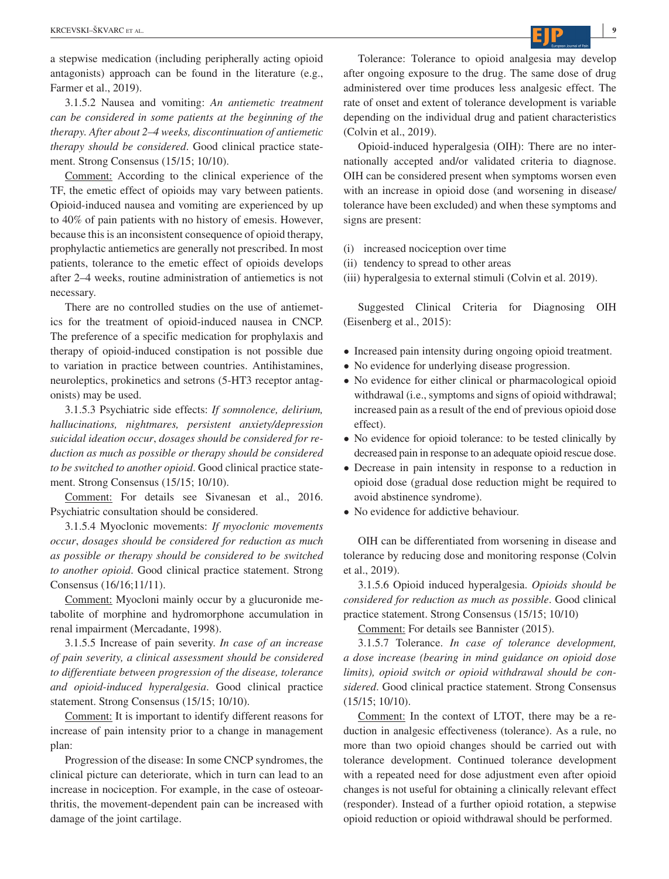a stepwise medication (including peripherally acting opioid antagonists) approach can be found in the literature (e.g., Farmer et al., 2019).

3.1.5.2 Nausea and vomiting: *An antiemetic treatment can be considered in some patients at the beginning of the therapy. After about 2–4 weeks, discontinuation of antiemetic therapy should be considered*. Good clinical practice statement. Strong Consensus (15/15; 10/10).

Comment: According to the clinical experience of the TF, the emetic effect of opioids may vary between patients. Opioid-induced nausea and vomiting are experienced by up to 40% of pain patients with no history of emesis. However, because this is an inconsistent consequence of opioid therapy, prophylactic antiemetics are generally not prescribed. In most patients, tolerance to the emetic effect of opioids develops after 2–4 weeks, routine administration of antiemetics is not necessary.

There are no controlled studies on the use of antiemetics for the treatment of opioid-induced nausea in CNCP. The preference of a specific medication for prophylaxis and therapy of opioid-induced constipation is not possible due to variation in practice between countries. Antihistamines, neuroleptics, prokinetics and setrons (5-HT3 receptor antagonists) may be used.

3.1.5.3 Psychiatric side effects: *If somnolence, delirium, hallucinations, nightmares, persistent anxiety/depression suicidal ideation occur, dosages should be considered for reduction as much as possible or therapy should be considered to be switched to another opioid*. Good clinical practice statement. Strong Consensus (15/15; 10/10).

Comment: For details see Sivanesan et al., 2016. Psychiatric consultation should be considered.

3.1.5.4 Myoclonic movements: *If myoclonic movements occur, dosages should be considered for reduction as much as possible or therapy should be considered to be switched to another opioid*. Good clinical practice statement. Strong Consensus (16/16;11/11).

Comment: Myocloni mainly occur by a glucuronide metabolite of morphine and hydromorphone accumulation in renal impairment (Mercadante, 1998).

3.1.5.5 Increase of pain severity. *In case of an increase of pain severity, a clinical assessment should be considered to differentiate between progression of the disease, tolerance and opioid-induced hyperalgesia*. Good clinical practice statement. Strong Consensus (15/15; 10/10).

Comment: It is important to identify different reasons for increase of pain intensity prior to a change in management plan:

Progression of the disease: In some CNCP syndromes, the clinical picture can deteriorate, which in turn can lead to an increase in nociception. For example, in the case of osteoarthritis, the movement-dependent pain can be increased with damage of the joint cartilage.

Tolerance: Tolerance to opioid analgesia may develop after ongoing exposure to the drug. The same dose of drug administered over time produces less analgesic effect. The rate of onset and extent of tolerance development is variable depending on the individual drug and patient characteristics (Colvin et al., 2019).

Opioid-induced hyperalgesia (OIH): There are no internationally accepted and/or validated criteria to diagnose. OIH can be considered present when symptoms worsen even with an increase in opioid dose (and worsening in disease/tolerance have been excluded) and when these symptoms and signs are present:

(i) increased nociception over time
(ii) tendency to spread to other areas
(iii) hyperalgesia to external stimuli (Colvin et al. 2019).

Suggested Clinical Criteria for Diagnosing OIH (Eisenberg et al., 2015):

- Increased pain intensity during ongoing opioid treatment.
- No evidence for underlying disease progression.
- No evidence for either clinical or pharmacological opioid withdrawal (i.e., symptoms and signs of opioid withdrawal; increased pain as a result of the end of previous opioid dose effect).
- No evidence for opioid tolerance: to be tested clinically by decreased pain in response to an adequate opioid rescue dose.
- Decrease in pain intensity in response to a reduction in opioid dose (gradual dose reduction might be required to avoid abstinence syndrome).
- No evidence for addictive behaviour.

OIH can be differentiated from worsening in disease and tolerance by reducing dose and monitoring response (Colvin et al., 2019).

3.1.5.6 Opioid induced hyperalgesia. *Opioids should be considered for reduction as much as possible*. Good clinical practice statement. Strong Consensus (15/15; 10/10)

Comment: For details see Bannister (2015).

3.1.5.7 Tolerance. *In case of tolerance development, a dose increase (bearing in mind guidance on opioid dose limits), opioid switch or opioid withdrawal should be considered*. Good clinical practice statement. Strong Consensus (15/15; 10/10).

Comment: In the context of LTOT, there may be a reduction in analgesic effectiveness (tolerance). As a rule, no more than two opioid changes should be carried out with tolerance development. Continued tolerance development with a repeated need for dose adjustment even after opioid changes is not useful for obtaining a clinically relevant effect (responder). Instead of a further opioid rotation, a stepwise opioid reduction or opioid withdrawal should be performed.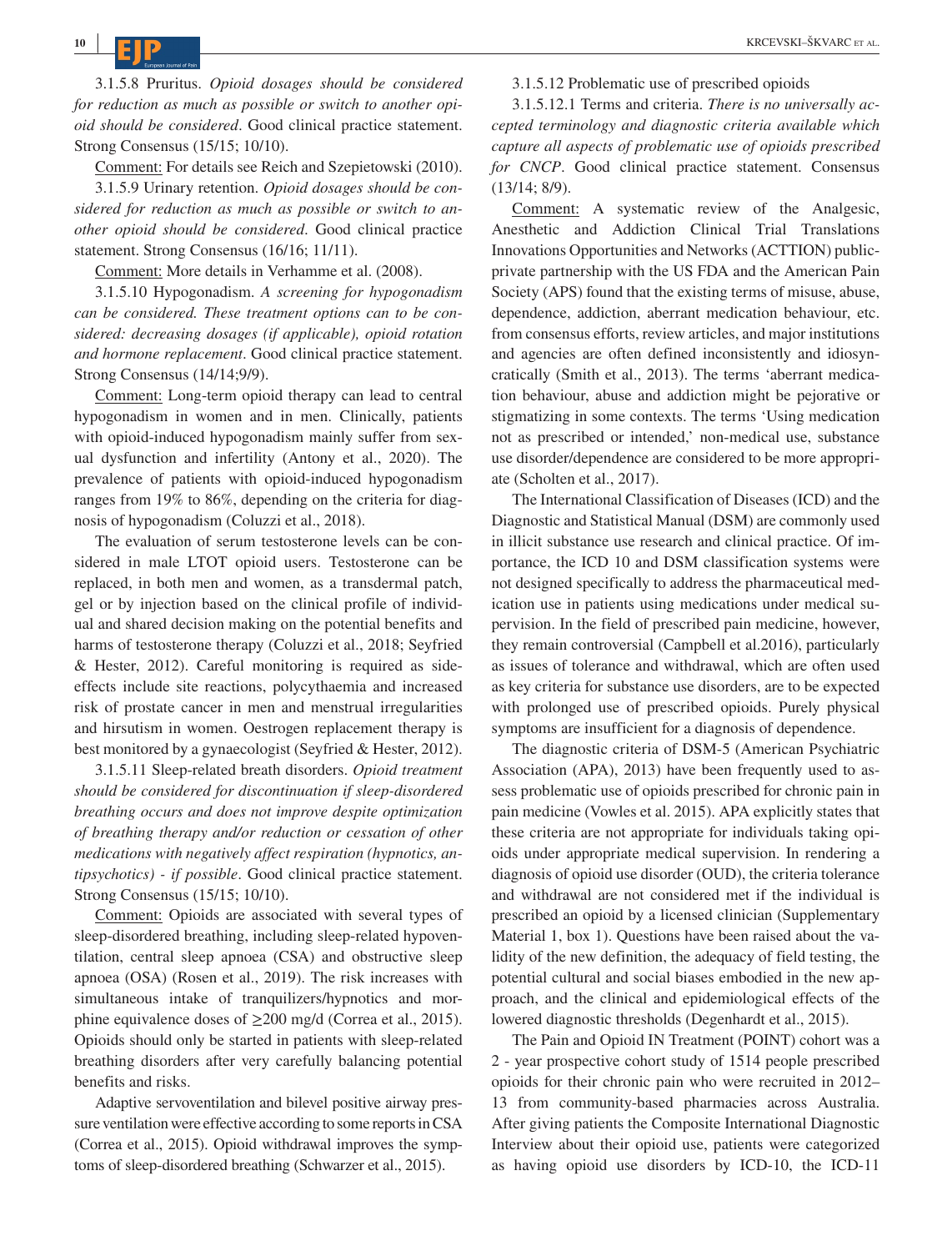3.1.5.8 Pruritus. *Opioid dosages should be considered for reduction as much as possible or switch to another opioid should be considered*. Good clinical practice statement. Strong Consensus (15/15; 10/10).

Comment: For details see Reich and Szepietowski (2010).

3.1.5.9 Urinary retention. *Opioid dosages should be considered for reduction as much as possible or switch to another opioid should be considered*. Good clinical practice statement. Strong Consensus (16/16; 11/11).

Comment: More details in Verhamme et al. (2008).

3.1.5.10 Hypogonadism. *A screening for hypogonadism can be considered. These treatment options can to be considered: decreasing dosages (if applicable), opioid rotation and hormone replacement*. Good clinical practice statement. Strong Consensus (14/14;9/9).

Comment: Long-term opioid therapy can lead to central hypogonadism in women and in men. Clinically, patients with opioid-induced hypogonadism mainly suffer from sexual dysfunction and infertility (Antony et al., 2020). The prevalence of patients with opioid-induced hypogonadism ranges from 19% to 86%, depending on the criteria for diagnosis of hypogonadism (Coluzzi et al., 2018).

The evaluation of serum testosterone levels can be considered in male LTOT opioid users. Testosterone can be replaced, in both men and women, as a transdermal patch, gel or by injection based on the clinical profile of individual and shared decision making on the potential benefits and harms of testosterone therapy (Coluzzi et al., 2018; Seyfried & Hester, 2012). Careful monitoring is required as side-effects include site reactions, polycythaemia and increased risk of prostate cancer in men and menstrual irregularities and hirsutism in women. Oestrogen replacement therapy is best monitored by a gynaecologist (Seyfried & Hester, 2012).

3.1.5.11 Sleep-related breath disorders. *Opioid treatment should be considered for discontinuation if sleep-disordered breathing occurs and does not improve despite optimization of breathing therapy and/or reduction or cessation of other medications with negatively affect respiration (hypnotics, antipsychotics) - if possible*. Good clinical practice statement. Strong Consensus (15/15; 10/10).

Comment: Opioids are associated with several types of sleep-disordered breathing, including sleep-related hypoventilation, central sleep apnoea (CSA) and obstructive sleep apnoea (OSA) (Rosen et al., 2019). The risk increases with simultaneous intake of tranquilizers/hypnotics and morphine equivalence doses of ≥200 mg/d (Correa et al., 2015). Opioids should only be started in patients with sleep-related breathing disorders after very carefully balancing potential benefits and risks.

Adaptive servoventilation and bilevel positive airway pressure ventilation were effective according to some reports in CSA (Correa et al., 2015). Opioid withdrawal improves the symptoms of sleep-disordered breathing (Schwarzer et al., 2015).

3.1.5.12 Problematic use of prescribed opioids

3.1.5.12.1 Terms and criteria. *There is no universally accepted terminology and diagnostic criteria available which capture all aspects of problematic use of opioids prescribed for CNCP*. Good clinical practice statement. Consensus (13/14; 8/9).

Comment: A systematic review of the Analgesic, Anesthetic and Addiction Clinical Trial Translations Innovations Opportunities and Networks (ACTTION) public-private partnership with the US FDA and the American Pain Society (APS) found that the existing terms of misuse, abuse, dependence, addiction, aberrant medication behaviour, etc. from consensus efforts, review articles, and major institutions and agencies are often defined inconsistently and idiosyncratically (Smith et al., 2013). The terms 'aberrant medication behaviour, abuse and addiction might be pejorative or stigmatizing in some contexts. The terms 'Using medication not as prescribed or intended,' non-medical use, substance use disorder/dependence are considered to be more appropriate (Scholten et al., 2017).

The International Classification of Diseases (ICD) and the Diagnostic and Statistical Manual (DSM) are commonly used in illicit substance use research and clinical practice. Of importance, the ICD 10 and DSM classification systems were not designed specifically to address the pharmaceutical medication use in patients using medications under medical supervision. In the field of prescribed pain medicine, however, they remain controversial (Campbell et al.2016), particularly as issues of tolerance and withdrawal, which are often used as key criteria for substance use disorders, are to be expected with prolonged use of prescribed opioids. Purely physical symptoms are insufficient for a diagnosis of dependence.

The diagnostic criteria of DSM-5 (American Psychiatric Association (APA), 2013) have been frequently used to assess problematic use of opioids prescribed for chronic pain in pain medicine (Vowles et al. 2015). APA explicitly states that these criteria are not appropriate for individuals taking opioids under appropriate medical supervision. In rendering a diagnosis of opioid use disorder (OUD), the criteria tolerance and withdrawal are not considered met if the individual is prescribed an opioid by a licensed clinician (Supplementary Material 1, box 1). Questions have been raised about the validity of the new definition, the adequacy of field testing, the potential cultural and social biases embodied in the new approach, and the clinical and epidemiological effects of the lowered diagnostic thresholds (Degenhardt et al., 2015).

The Pain and Opioid IN Treatment (POINT) cohort was a 2 - year prospective cohort study of 1514 people prescribed opioids for their chronic pain who were recruited in 2012–13 from community-based pharmacies across Australia. After giving patients the Composite International Diagnostic Interview about their opioid use, patients were categorized as having opioid use disorders by ICD-10, the ICD-11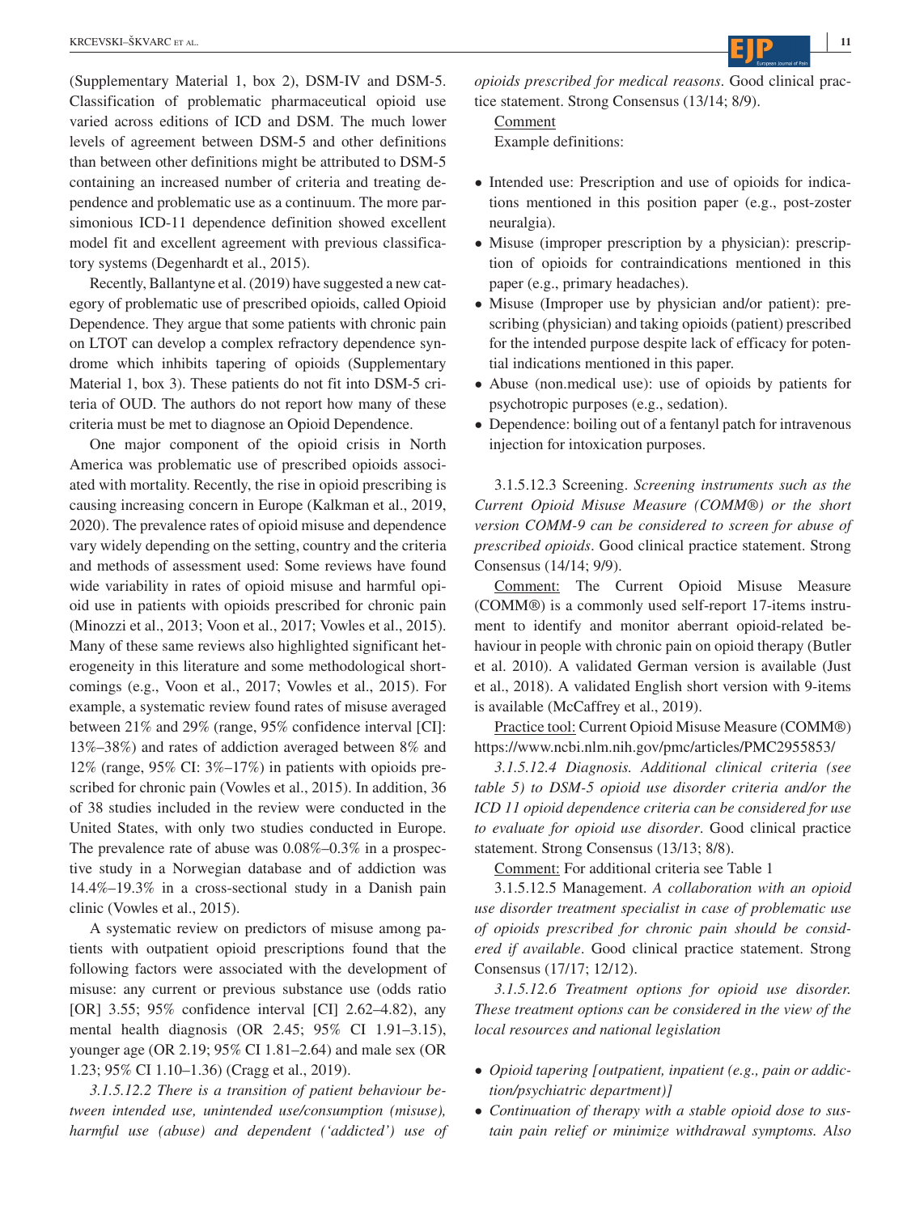(Supplementary Material 1, box 2), DSM-IV and DSM-5. Classification of problematic pharmaceutical opioid use varied across editions of ICD and DSM. The much lower levels of agreement between DSM-5 and other definitions than between other definitions might be attributed to DSM-5 containing an increased number of criteria and treating dependence and problematic use as a continuum. The more parsimonious ICD-11 dependence definition showed excellent model fit and excellent agreement with previous classificatory systems (Degenhardt et al., 2015).

Recently, Ballantyne et al. (2019) have suggested a new category of problematic use of prescribed opioids, called Opioid Dependence. They argue that some patients with chronic pain on LTOT can develop a complex refractory dependence syndrome which inhibits tapering of opioids (Supplementary Material 1, box 3). These patients do not fit into DSM-5 criteria of OUD. The authors do not report how many of these criteria must be met to diagnose an Opioid Dependence.

One major component of the opioid crisis in North America was problematic use of prescribed opioids associated with mortality. Recently, the rise in opioid prescribing is causing increasing concern in Europe (Kalkman et al., 2019, 2020). The prevalence rates of opioid misuse and dependence vary widely depending on the setting, country and the criteria and methods of assessment used: Some reviews have found wide variability in rates of opioid misuse and harmful opioid use in patients with opioids prescribed for chronic pain (Minozzi et al., 2013; Voon et al., 2017; Vowles et al., 2015). Many of these same reviews also highlighted significant heterogeneity in this literature and some methodological shortcomings (e.g., Voon et al., 2017; Vowles et al., 2015). For example, a systematic review found rates of misuse averaged between 21% and 29% (range, 95% confidence interval [CI]: 13%–38%) and rates of addiction averaged between 8% and 12% (range, 95% CI: 3%–17%) in patients with opioids prescribed for chronic pain (Vowles et al., 2015). In addition, 36 of 38 studies included in the review were conducted in the United States, with only two studies conducted in Europe. The prevalence rate of abuse was 0.08%–0.3% in a prospective study in a Norwegian database and of addiction was 14.4%–19.3% in a cross-sectional study in a Danish pain clinic (Vowles et al., 2015).

A systematic review on predictors of misuse among patients with outpatient opioid prescriptions found that the following factors were associated with the development of misuse: any current or previous substance use (odds ratio [OR] 3.55; 95% confidence interval [CI] 2.62–4.82), any mental health diagnosis (OR 2.45; 95% CI 1.91–3.15), younger age (OR 2.19; 95% CI 1.81–2.64) and male sex (OR 1.23; 95% CI 1.10–1.36) (Cragg et al., 2019).

*3.1.5.12.2 There is a transition of patient behaviour between intended use, unintended use/consumption (misuse), harmful use (abuse) and dependent ('addicted') use of opioids prescribed for medical reasons*. Good clinical practice statement. Strong Consensus (13/14; 8/9).

Comment

Example definitions:

- Intended use: Prescription and use of opioids for indications mentioned in this position paper (e.g., post-zoster neuralgia).
- Misuse (improper prescription by a physician): prescription of opioids for contraindications mentioned in this paper (e.g., primary headaches).
- Misuse (Improper use by physician and/or patient): prescribing (physician) and taking opioids (patient) prescribed for the intended purpose despite lack of efficacy for potential indications mentioned in this paper.
- Abuse (non.medical use): use of opioids by patients for psychotropic purposes (e.g., sedation).
- Dependence: boiling out of a fentanyl patch for intravenous injection for intoxication purposes.

3.1.5.12.3 Screening. *Screening instruments such as the Current Opioid Misuse Measure (COMM®) or the short version COMM-9 can be considered to screen for abuse of prescribed opioids*. Good clinical practice statement. Strong Consensus (14/14; 9/9).

Comment: The Current Opioid Misuse Measure (COMM®) is a commonly used self-report 17-items instrument to identify and monitor aberrant opioid-related behaviour in people with chronic pain on opioid therapy (Butler et al. 2010). A validated German version is available (Just et al., 2018). A validated English short version with 9-items is available (McCaffrey et al., 2019).

Practice tool: Current Opioid Misuse Measure (COMM®) https://www.ncbi.nlm.nih.gov/pmc/articles/PMC2955853/

*3.1.5.12.4 Diagnosis. Additional clinical criteria (see table 5) to DSM-5 opioid use disorder criteria and/or the ICD 11 opioid dependence criteria can be considered for use to evaluate for opioid use disorder*. Good clinical practice statement. Strong Consensus (13/13; 8/8).

Comment: For additional criteria see Table 1

3.1.5.12.5 Management. *A collaboration with an opioid use disorder treatment specialist in case of problematic use of opioids prescribed for chronic pain should be considered if available*. Good clinical practice statement. Strong Consensus (17/17; 12/12).

*3.1.5.12.6 Treatment options for opioid use disorder. These treatment options can be considered in the view of the local resources and national legislation*

- *Opioid tapering [outpatient, inpatient (e.g., pain or addiction/psychiatric department)]*
- *Continuation of therapy with a stable opioid dose to sustain pain relief or minimize withdrawal symptoms. Also*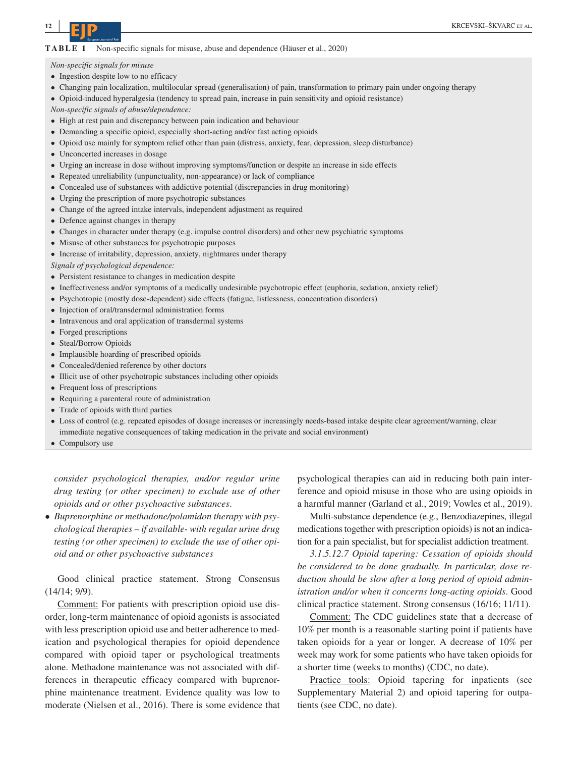**TABLE 1** Non-specific signals for misuse, abuse and dependence (Häuser et al., 2020)

*Non-specific signals for misuse*

- Ingestion despite low to no efficacy
- Changing pain localization, multilocular spread (generalisation) of pain, transformation to primary pain under ongoing therapy
- Opioid-induced hyperalgesia (tendency to spread pain, increase in pain sensitivity and opioid resistance)

*Non-specific signals of abuse/dependence:*

- High at rest pain and discrepancy between pain indication and behaviour
- Demanding a specific opioid, especially short-acting and/or fast acting opioids
- Opioid use mainly for symptom relief other than pain (distress, anxiety, fear, depression, sleep disturbance)
- Unconcerted increases in dosage
- Urging an increase in dose without improving symptoms/function or despite an increase in side effects
- Repeated unreliability (unpunctuality, non-appearance) or lack of compliance
- Concealed use of substances with addictive potential (discrepancies in drug monitoring)
- Urging the prescription of more psychotropic substances
- Change of the agreed intake intervals, independent adjustment as required
- Defence against changes in therapy
- Changes in character under therapy (e.g. impulse control disorders) and other new psychiatric symptoms
- Misuse of other substances for psychotropic purposes
- Increase of irritability, depression, anxiety, nightmares under therapy

*Signals of psychological dependence:*

- Persistent resistance to changes in medication despite
- Ineffectiveness and/or symptoms of a medically undesirable psychotropic effect (euphoria, sedation, anxiety relief)
- Psychotropic (mostly dose-dependent) side effects (fatigue, listlessness, concentration disorders)
- Injection of oral/transdermal administration forms
- Intravenous and oral application of transdermal systems
- Forged prescriptions
- Steal/Borrow Opioids
- Implausible hoarding of prescribed opioids
- Concealed/denied reference by other doctors
- Illicit use of other psychotropic substances including other opioids
- Frequent loss of prescriptions
- Requiring a parenteral route of administration
- Trade of opioids with third parties
- Loss of control (e.g. repeated episodes of dosage increases or increasingly needs-based intake despite clear agreement/warning, clear immediate negative consequences of taking medication in the private and social environment)
- Compulsory use

*consider psychological therapies, and/or regular urine drug testing (or other specimen) to exclude use of other opioids and or other psychoactive substances.*

- *Buprenorphine or methadone/polamidon therapy with psychological therapies – if available- with regular urine drug testing (or other specimen) to exclude the use of other opioid and or other psychoactive substances*

Good clinical practice statement. Strong Consensus (14/14; 9/9).

Comment: For patients with prescription opioid use disorder, long-term maintenance of opioid agonists is associated with less prescription opioid use and better adherence to medication and psychological therapies for opioid dependence compared with opioid taper or psychological treatments alone. Methadone maintenance was not associated with differences in therapeutic efficacy compared with buprenorphine maintenance treatment. Evidence quality was low to moderate (Nielsen et al., 2016). There is some evidence that psychological therapies can aid in reducing both pain interference and opioid misuse in those who are using opioids in a harmful manner (Garland et al., 2019; Vowles et al., 2019).

Multi-substance dependence (e.g., Benzodiazepines, illegal medications together with prescription opioids) is not an indication for a pain specialist, but for specialist addiction treatment.

*3.1.5.12.7 Opioid tapering: Cessation of opioids should be considered to be done gradually. In particular, dose reduction should be slow after a long period of opioid administration and/or when it concerns long-acting opioids.* Good clinical practice statement. Strong consensus (16/16; 11/11).

Comment: The CDC guidelines state that a decrease of 10% per month is a reasonable starting point if patients have taken opioids for a year or longer. A decrease of 10% per week may work for some patients who have taken opioids for a shorter time (weeks to months) (CDC, no date).

Practice tools: Opioid tapering for inpatients (see Supplementary Material 2) and opioid tapering for outpatients (see CDC, no date).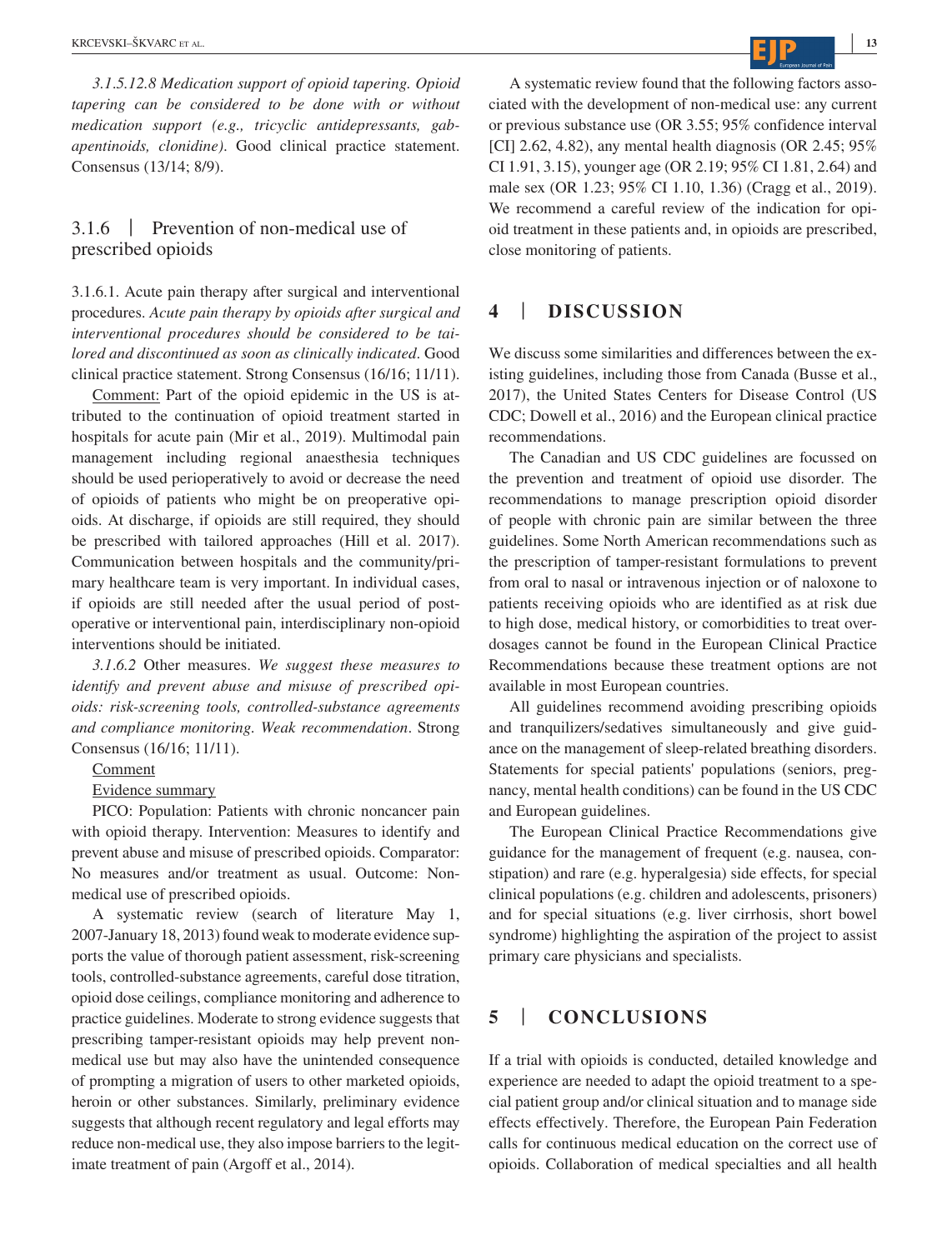*3.1.5.12.8 Medication support of opioid tapering. Opioid tapering can be considered to be done with or without medication support (e.g., tricyclic antidepressants, gabapentinoids, clonidine)*. Good clinical practice statement. Consensus (13/14; 8/9).

### 3.1.6 | Prevention of non-medical use of prescribed opioids

3.1.6.1. Acute pain therapy after surgical and interventional procedures. *Acute pain therapy by opioids after surgical and interventional procedures should be considered to be tailored and discontinued as soon as clinically indicated*. Good clinical practice statement. Strong Consensus (16/16; 11/11).

Comment: Part of the opioid epidemic in the US is attributed to the continuation of opioid treatment started in hospitals for acute pain (Mir et al., 2019). Multimodal pain management including regional anaesthesia techniques should be used perioperatively to avoid or decrease the need of opioids of patients who might be on preoperative opioids. At discharge, if opioids are still required, they should be prescribed with tailored approaches (Hill et al. 2017). Communication between hospitals and the community/primary healthcare team is very important. In individual cases, if opioids are still needed after the usual period of post-operative or interventional pain, interdisciplinary non-opioid interventions should be initiated.

*3.1.6.2* Other measures. *We suggest these measures to identify and prevent abuse and misuse of prescribed opioids: risk-screening tools, controlled-substance agreements and compliance monitoring. Weak recommendation*. Strong Consensus (16/16; 11/11).

Comment

Evidence summary

PICO: Population: Patients with chronic noncancer pain with opioid therapy. Intervention: Measures to identify and prevent abuse and misuse of prescribed opioids. Comparator: No measures and/or treatment as usual. Outcome: Non-medical use of prescribed opioids.

A systematic review (search of literature May 1, 2007-January 18, 2013) found weak to moderate evidence supports the value of thorough patient assessment, risk-screening tools, controlled-substance agreements, careful dose titration, opioid dose ceilings, compliance monitoring and adherence to practice guidelines. Moderate to strong evidence suggests that prescribing tamper-resistant opioids may help prevent non-medical use but may also have the unintended consequence of prompting a migration of users to other marketed opioids, heroin or other substances. Similarly, preliminary evidence suggests that although recent regulatory and legal efforts may reduce non-medical use, they also impose barriers to the legitimate treatment of pain (Argoff et al., 2014).

A systematic review found that the following factors associated with the development of non-medical use: any current or previous substance use (OR 3.55; 95% confidence interval [CI] 2.62, 4.82), any mental health diagnosis (OR 2.45; 95% CI 1.91, 3.15), younger age (OR 2.19; 95% CI 1.81, 2.64) and male sex (OR 1.23; 95% CI 1.10, 1.36) (Cragg et al., 2019). We recommend a careful review of the indication for opioid treatment in these patients and, in opioids are prescribed, close monitoring of patients.

## 4 | DISCUSSION

We discuss some similarities and differences between the existing guidelines, including those from Canada (Busse et al., 2017), the United States Centers for Disease Control (US CDC; Dowell et al., 2016) and the European clinical practice recommendations.

The Canadian and US CDC guidelines are focussed on the prevention and treatment of opioid use disorder. The recommendations to manage prescription opioid disorder of people with chronic pain are similar between the three guidelines. Some North American recommendations such as the prescription of tamper-resistant formulations to prevent from oral to nasal or intravenous injection or of naloxone to patients receiving opioids who are identified as at risk due to high dose, medical history, or comorbidities to treat overdosages cannot be found in the European Clinical Practice Recommendations because these treatment options are not available in most European countries.

All guidelines recommend avoiding prescribing opioids and tranquilizers/sedatives simultaneously and give guidance on the management of sleep-related breathing disorders. Statements for special patients' populations (seniors, pregnancy, mental health conditions) can be found in the US CDC and European guidelines.

The European Clinical Practice Recommendations give guidance for the management of frequent (e.g. nausea, constipation) and rare (e.g. hyperalgesia) side effects, for special clinical populations (e.g. children and adolescents, prisoners) and for special situations (e.g. liver cirrhosis, short bowel syndrome) highlighting the aspiration of the project to assist primary care physicians and specialists.

## 5 | CONCLUSIONS

If a trial with opioids is conducted, detailed knowledge and experience are needed to adapt the opioid treatment to a special patient group and/or clinical situation and to manage side effects effectively. Therefore, the European Pain Federation calls for continuous medical education on the correct use of opioids. Collaboration of medical specialties and all health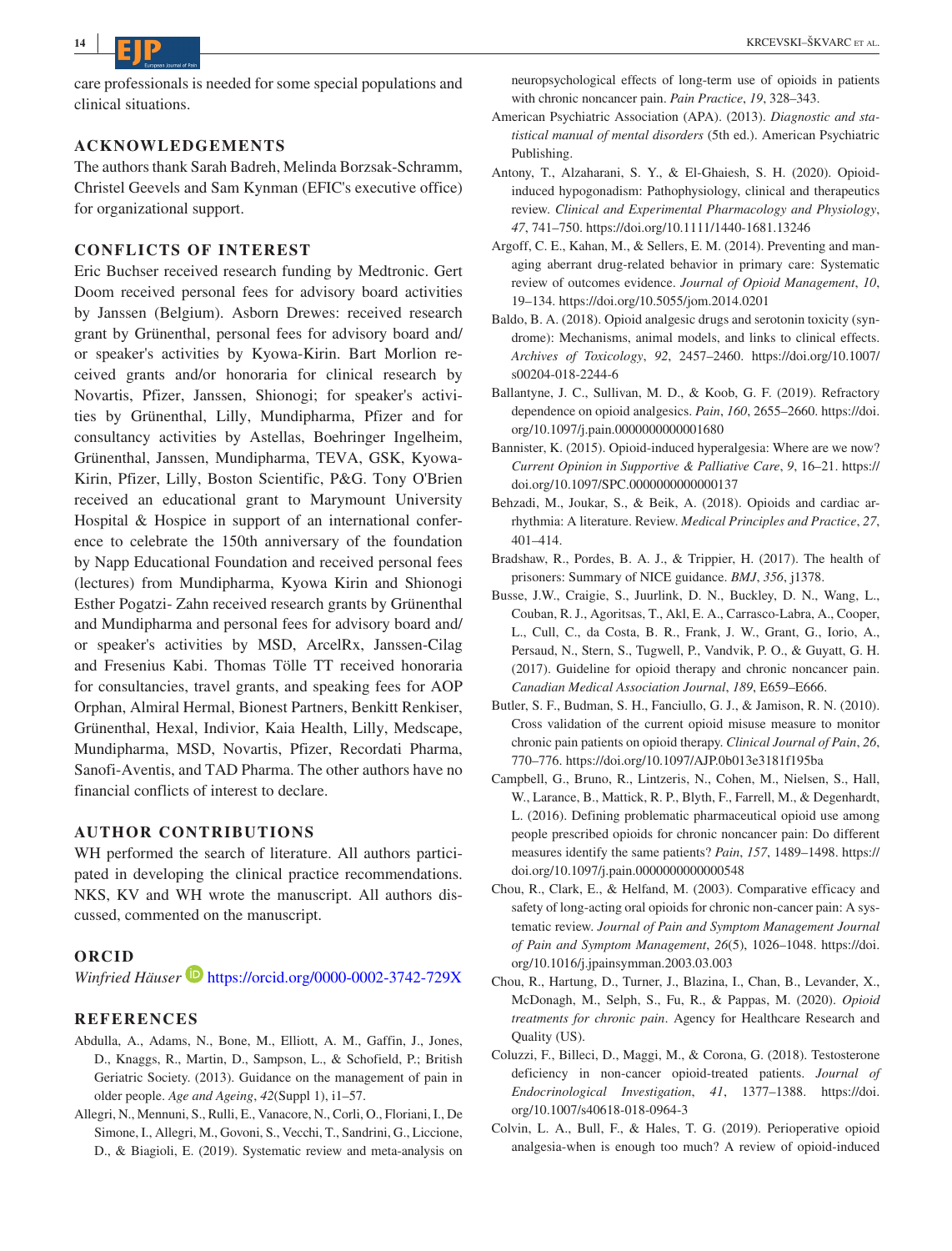care professionals is needed for some special populations and clinical situations.

## ACKNOWLEDGEMENTS

The authors thank Sarah Badreh, Melinda Borzsak-Schramm, Christel Geevels and Sam Kynman (EFIC's executive office) for organizational support.

## CONFLICTS OF INTEREST

Eric Buchser received research funding by Medtronic. Gert Doom received personal fees for advisory board activities by Janssen (Belgium). Asborn Drewes: received research grant by Grünenthal, personal fees for advisory board and/or speaker's activities by Kyowa-Kirin. Bart Morlion received grants and/or honoraria for clinical research by Novartis, Pfizer, Janssen, Shionogi; for speaker's activities by Grünenthal, Lilly, Mundipharma, Pfizer and for consultancy activities by Astellas, Boehringer Ingelheim, Grünenthal, Janssen, Mundipharma, TEVA, GSK, Kyowa-Kirin, Pfizer, Lilly, Boston Scientific, P&G. Tony O'Brien received an educational grant to Marymount University Hospital & Hospice in support of an international conference to celebrate the 150th anniversary of the foundation by Napp Educational Foundation and received personal fees (lectures) from Mundipharma, Kyowa Kirin and Shionogi Esther Pogatzi- Zahn received research grants by Grünenthal and Mundipharma and personal fees for advisory board and/or speaker's activities by MSD, ArcelRx, Janssen-Cilag and Fresenius Kabi. Thomas Tölle TT received honoraria for consultancies, travel grants, and speaking fees for AOP Orphan, Almiral Hermal, Bionest Partners, Benkitt Renkiser, Grünenthal, Hexal, Indivior, Kaia Health, Lilly, Medscape, Mundipharma, MSD, Novartis, Pfizer, Recordati Pharma, Sanofi-Aventis, and TAD Pharma. The other authors have no financial conflicts of interest to declare.

## AUTHOR CONTRIBUTIONS

WH performed the search of literature. All authors participated in developing the clinical practice recommendations. NKS, KV and WH wrote the manuscript. All authors discussed, commented on the manuscript.

## ORCID

*Winfried Häuser* https://orcid.org/0000-0002-3742-729X

## REFERENCES

Abdulla, A., Adams, N., Bone, M., Elliott, A. M., Gaffin, J., Jones, D., Knaggs, R., Martin, D., Sampson, L., & Schofield, P.; British Geriatric Society. (2013). Guidance on the management of pain in older people. *Age and Ageing*, *42*(Suppl 1), i1–57.

Allegri, N., Mennuni, S., Rulli, E., Vanacore, N., Corli, O., Floriani, I., De Simone, I., Allegri, M., Govoni, S., Vecchi, T., Sandrini, G., Liccione, D., & Biagioli, E. (2019). Systematic review and meta-analysis on neuropsychological effects of long-term use of opioids in patients with chronic noncancer pain. *Pain Practice*, *19*, 328–343.

American Psychiatric Association (APA). (2013). *Diagnostic and statistical manual of mental disorders* (5th ed.). American Psychiatric Publishing.

Antony, T., Alzaharani, S. Y., & El-Ghaiesh, S. H. (2020). Opioid-induced hypogonadism: Pathophysiology, clinical and therapeutics review. *Clinical and Experimental Pharmacology and Physiology*, *47*, 741–750. https://doi.org/10.1111/1440-1681.13246

Argoff, C. E., Kahan, M., & Sellers, E. M. (2014). Preventing and managing aberrant drug-related behavior in primary care: Systematic review of outcomes evidence. *Journal of Opioid Management*, *10*, 19–134. https://doi.org/10.5055/jom.2014.0201

Baldo, B. A. (2018). Opioid analgesic drugs and serotonin toxicity (syndrome): Mechanisms, animal models, and links to clinical effects. *Archives of Toxicology*, *92*, 2457–2460. https://doi.org/10.1007/s00204-018-2244-6

Ballantyne, J. C., Sullivan, M. D., & Koob, G. F. (2019). Refractory dependence on opioid analgesics. *Pain*, *160*, 2655–2660. https://doi.org/10.1097/j.pain.0000000000001680

Bannister, K. (2015). Opioid-induced hyperalgesia: Where are we now? *Current Opinion in Supportive & Palliative Care*, *9*, 16–21. https://doi.org/10.1097/SPC.0000000000000137

Behzadi, M., Joukar, S., & Beik, A. (2018). Opioids and cardiac arrhythmia: A literature. Review. *Medical Principles and Practice*, *27*, 401–414.

Bradshaw, R., Pordes, B. A. J., & Trippier, H. (2017). The health of prisoners: Summary of NICE guidance. *BMJ*, *356*, j1378.

Busse, J.W., Craigie, S., Juurlink, D. N., Buckley, D. N., Wang, L., Couban, R. J., Agoritsas, T., Akl, E. A., Carrasco-Labra, A., Cooper, L., Cull, C., da Costa, B. R., Frank, J. W., Grant, G., Iorio, A., Persaud, N., Stern, S., Tugwell, P., Vandvik, P. O., & Guyatt, G. H. (2017). Guideline for opioid therapy and chronic noncancer pain. *Canadian Medical Association Journal*, *189*, E659–E666.

Butler, S. F., Budman, S. H., Fanciullo, G. J., & Jamison, R. N. (2010). Cross validation of the current opioid misuse measure to monitor chronic pain patients on opioid therapy. *Clinical Journal of Pain*, *26*, 770–776. https://doi.org/10.1097/AJP.0b013e3181f195ba

Campbell, G., Bruno, R., Lintzeris, N., Cohen, M., Nielsen, S., Hall, W., Larance, B., Mattick, R. P., Blyth, F., Farrell, M., & Degenhardt, L. (2016). Defining problematic pharmaceutical opioid use among people prescribed opioids for chronic noncancer pain: Do different measures identify the same patients? *Pain*, *157*, 1489–1498. https://doi.org/10.1097/j.pain.0000000000000548

Chou, R., Clark, E., & Helfand, M. (2003). Comparative efficacy and safety of long-acting oral opioids for chronic non-cancer pain: A systematic review. *Journal of Pain and Symptom Management Journal of Pain and Symptom Management*, *26*(5), 1026–1048. https://doi.org/10.1016/j.jpainsymman.2003.03.003

Chou, R., Hartung, D., Turner, J., Blazina, I., Chan, B., Levander, X., McDonagh, M., Selph, S., Fu, R., & Pappas, M. (2020). *Opioid treatments for chronic pain*. Agency for Healthcare Research and Quality (US).

Coluzzi, F., Billeci, D., Maggi, M., & Corona, G. (2018). Testosterone deficiency in non-cancer opioid-treated patients. *Journal of Endocrinological Investigation*, *41*, 1377–1388. https://doi.org/10.1007/s40618-018-0964-3

Colvin, L. A., Bull, F., & Hales, T. G. (2019). Perioperative opioid analgesia-when is enough too much? A review of opioid-induced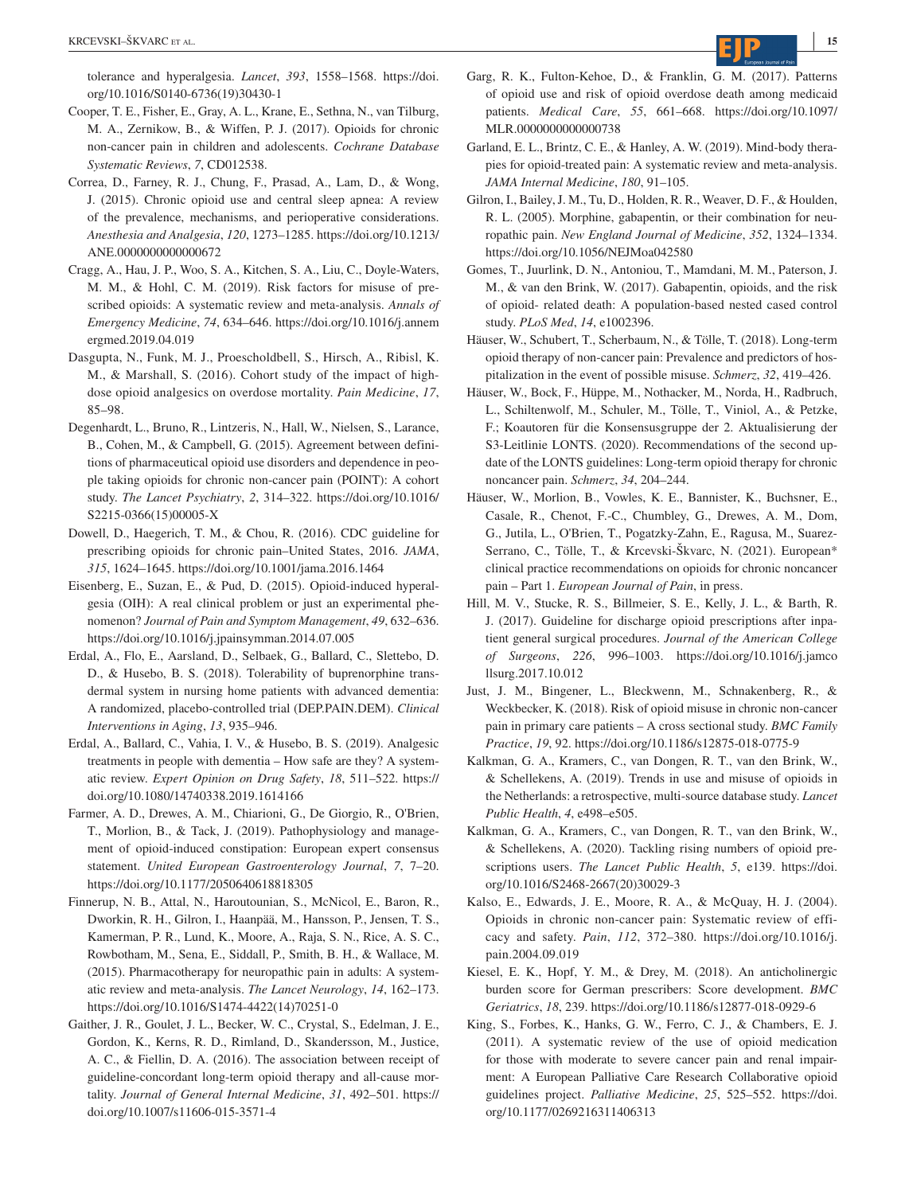tolerance and hyperalgesia. *Lancet*, *393*, 1558–1568. https://doi.org/10.1016/S0140-6736(19)30430-1

Cooper, T. E., Fisher, E., Gray, A. L., Krane, E., Sethna, N., van Tilburg, M. A., Zernikow, B., & Wiffen, P. J. (2017). Opioids for chronic non-cancer pain in children and adolescents. *Cochrane Database Systematic Reviews*, *7*, CD012538.

Correa, D., Farney, R. J., Chung, F., Prasad, A., Lam, D., & Wong, J. (2015). Chronic opioid use and central sleep apnea: A review of the prevalence, mechanisms, and perioperative considerations. *Anesthesia and Analgesia*, *120*, 1273–1285. https://doi.org/10.1213/ANE.0000000000000672

Cragg, A., Hau, J. P., Woo, S. A., Kitchen, S. A., Liu, C., Doyle-Waters, M. M., & Hohl, C. M. (2019). Risk factors for misuse of prescribed opioids: A systematic review and meta-analysis. *Annals of Emergency Medicine*, *74*, 634–646. https://doi.org/10.1016/j.annemergmed.2019.04.019

Dasgupta, N., Funk, M. J., Proescholdbell, S., Hirsch, A., Ribisl, K. M., & Marshall, S. (2016). Cohort study of the impact of high-dose opioid analgesics on overdose mortality. *Pain Medicine*, *17*, 85–98.

Degenhardt, L., Bruno, R., Lintzeris, N., Hall, W., Nielsen, S., Larance, B., Cohen, M., & Campbell, G. (2015). Agreement between definitions of pharmaceutical opioid use disorders and dependence in people taking opioids for chronic non-cancer pain (POINT): A cohort study. *The Lancet Psychiatry*, *2*, 314–322. https://doi.org/10.1016/S2215-0366(15)00005-X

Dowell, D., Haegerich, T. M., & Chou, R. (2016). CDC guideline for prescribing opioids for chronic pain–United States, 2016. *JAMA*, *315*, 1624–1645. https://doi.org/10.1001/jama.2016.1464

Eisenberg, E., Suzan, E., & Pud, D. (2015). Opioid-induced hyperalgesia (OIH): A real clinical problem or just an experimental phenomenon? *Journal of Pain and Symptom Management*, *49*, 632–636. https://doi.org/10.1016/j.jpainsymman.2014.07.005

Erdal, A., Flo, E., Aarsland, D., Selbaek, G., Ballard, C., Slettebo, D. D., & Husebo, B. S. (2018). Tolerability of buprenorphine transdermal system in nursing home patients with advanced dementia: A randomized, placebo-controlled trial (DEP.PAIN.DEM). *Clinical Interventions in Aging*, *13*, 935–946.

Erdal, A., Ballard, C., Vahia, I. V., & Husebo, B. S. (2019). Analgesic treatments in people with dementia – How safe are they? A systematic review. *Expert Opinion on Drug Safety*, *18*, 511–522. https://doi.org/10.1080/14740338.2019.1614166

Farmer, A. D., Drewes, A. M., Chiarioni, G., De Giorgio, R., O'Brien, T., Morlion, B., & Tack, J. (2019). Pathophysiology and management of opioid-induced constipation: European expert consensus statement. *United European Gastroenterology Journal*, *7*, 7–20. https://doi.org/10.1177/2050640618818305

Finnerup, N. B., Attal, N., Haroutounian, S., McNicol, E., Baron, R., Dworkin, R. H., Gilron, I., Haanpää, M., Hansson, P., Jensen, T. S., Kamerman, P. R., Lund, K., Moore, A., Raja, S. N., Rice, A. S. C., Rowbotham, M., Sena, E., Siddall, P., Smith, B. H., & Wallace, M. (2015). Pharmacotherapy for neuropathic pain in adults: A systematic review and meta-analysis. *The Lancet Neurology*, *14*, 162–173. https://doi.org/10.1016/S1474-4422(14)70251-0

Gaither, J. R., Goulet, J. L., Becker, W. C., Crystal, S., Edelman, J. E., Gordon, K., Kerns, R. D., Rimland, D., Skandersson, M., Justice, A. C., & Fiellin, D. A. (2016). The association between receipt of guideline-concordant long-term opioid therapy and all-cause mortality. *Journal of General Internal Medicine*, *31*, 492–501. https://doi.org/10.1007/s11606-015-3571-4

Garg, R. K., Fulton-Kehoe, D., & Franklin, G. M. (2017). Patterns of opioid use and risk of opioid overdose death among medicaid patients. *Medical Care*, *55*, 661–668. https://doi.org/10.1097/MLR.0000000000000738

Garland, E. L., Brintz, C. E., & Hanley, A. W. (2019). Mind-body therapies for opioid-treated pain: A systematic review and meta-analysis. *JAMA Internal Medicine*, *180*, 91–105.

Gilron, I., Bailey, J. M., Tu, D., Holden, R. R., Weaver, D. F., & Houlden, R. L. (2005). Morphine, gabapentin, or their combination for neuropathic pain. *New England Journal of Medicine*, *352*, 1324–1334. https://doi.org/10.1056/NEJMoa042580

Gomes, T., Juurlink, D. N., Antoniou, T., Mamdani, M. M., Paterson, J. M., & van den Brink, W. (2017). Gabapentin, opioids, and the risk of opioid- related death: A population-based nested cased control study. *PLoS Med*, *14*, e1002396.

Häuser, W., Schubert, T., Scherbaum, N., & Tölle, T. (2018). Long-term opioid therapy of non-cancer pain: Prevalence and predictors of hospitalization in the event of possible misuse. *Schmerz*, *32*, 419–426.

Häuser, W., Bock, F., Hüppe, M., Nothacker, M., Norda, H., Radbruch, L., Schiltenwolf, M., Schuler, M., Tölle, T., Viniol, A., & Petzke, F.; Koautoren für die Konsensusgruppe der 2. Aktualisierung der S3-Leitlinie LONTS. (2020). Recommendations of the second update of the LONTS guidelines: Long-term opioid therapy for chronic noncancer pain. *Schmerz*, *34*, 204–244.

Häuser, W., Morlion, B., Vowles, K. E., Bannister, K., Buchsner, E., Casale, R., Chenot, F.-C., Chumbley, G., Drewes, A. M., Dom, G., Jutila, L., O'Brien, T., Pogatzky-Zahn, E., Ragusa, M., Suarez-Serrano, C., Tölle, T., & Krcevski-Škvarc, N. (2021). European* clinical practice recommendations on opioids for chronic noncancer pain – Part 1. *European Journal of Pain*, in press.

Hill, M. V., Stucke, R. S., Billmeier, S. E., Kelly, J. L., & Barth, R. J. (2017). Guideline for discharge opioid prescriptions after inpatient general surgical procedures. *Journal of the American College of Surgeons*, *226*, 996–1003. https://doi.org/10.1016/j.jamcollsurg.2017.10.012

Just, J. M., Bingener, L., Bleckwenn, M., Schnakenberg, R., & Weckbecker, K. (2018). Risk of opioid misuse in chronic non-cancer pain in primary care patients – A cross sectional study. *BMC Family Practice*, *19*, 92. https://doi.org/10.1186/s12875-018-0775-9

Kalkman, G. A., Kramers, C., van Dongen, R. T., van den Brink, W., & Schellekens, A. (2019). Trends in use and misuse of opioids in the Netherlands: a retrospective, multi-source database study. *Lancet Public Health*, *4*, e498–e505.

Kalkman, G. A., Kramers, C., van Dongen, R. T., van den Brink, W., & Schellekens, A. (2020). Tackling rising numbers of opioid prescriptions users. *The Lancet Public Health*, *5*, e139. https://doi.org/10.1016/S2468-2667(20)30029-3

Kalso, E., Edwards, J. E., Moore, R. A., & McQuay, H. J. (2004). Opioids in chronic non-cancer pain: Systematic review of efficacy and safety. *Pain*, *112*, 372–380. https://doi.org/10.1016/j.pain.2004.09.019

Kiesel, E. K., Hopf, Y. M., & Drey, M. (2018). An anticholinergic burden score for German prescribers: Score development. *BMC Geriatrics*, *18*, 239. https://doi.org/10.1186/s12877-018-0929-6

King, S., Forbes, K., Hanks, G. W., Ferro, C. J., & Chambers, E. J. (2011). A systematic review of the use of opioid medication for those with moderate to severe cancer pain and renal impairment: A European Palliative Care Research Collaborative opioid guidelines project. *Palliative Medicine*, *25*, 525–552. https://doi.org/10.1177/0269216311406313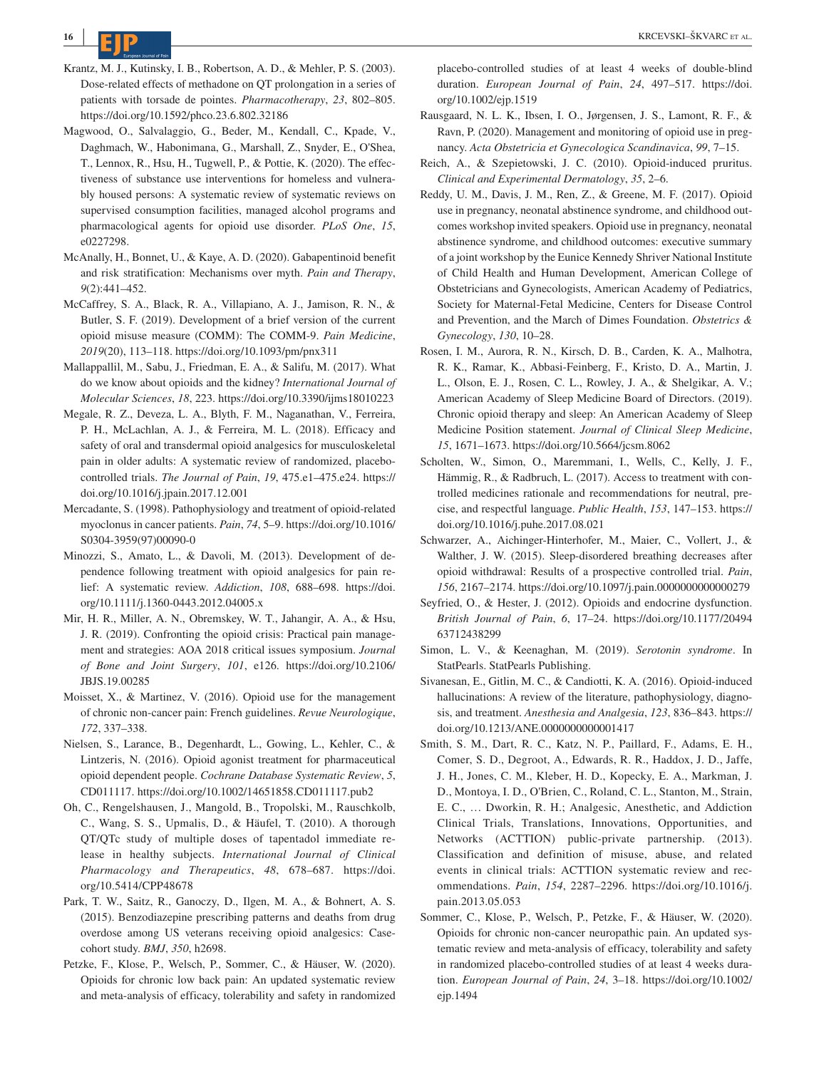Krantz, M. J., Kutinsky, I. B., Robertson, A. D., & Mehler, P. S. (2003). Dose-related effects of methadone on QT prolongation in a series of patients with torsade de pointes. *Pharmacotherapy*, *23*, 802–805. https://doi.org/10.1592/phco.23.6.802.32186

Magwood, O., Salvalaggio, G., Beder, M., Kendall, C., Kpade, V., Daghmach, W., Habonimana, G., Marshall, Z., Snyder, E., O'Shea, T., Lennox, R., Hsu, H., Tugwell, P., & Pottie, K. (2020). The effectiveness of substance use interventions for homeless and vulnerably housed persons: A systematic review of systematic reviews on supervised consumption facilities, managed alcohol programs and pharmacological agents for opioid use disorder. *PLoS One*, *15*, e0227298.

McAnally, H., Bonnet, U., & Kaye, A. D. (2020). Gabapentinoid benefit and risk stratification: Mechanisms over myth. *Pain and Therapy*, *9*(2):441–452.

McCaffrey, S. A., Black, R. A., Villapiano, A. J., Jamison, R. N., & Butler, S. F. (2019). Development of a brief version of the current opioid misuse measure (COMM): The COMM-9. *Pain Medicine*, *2019*(20), 113–118. https://doi.org/10.1093/pm/pnx311

Mallappallil, M., Sabu, J., Friedman, E. A., & Salifu, M. (2017). What do we know about opioids and the kidney? *International Journal of Molecular Sciences*, *18*, 223. https://doi.org/10.3390/ijms18010223

Megale, R. Z., Deveza, L. A., Blyth, F. M., Naganathan, V., Ferreira, P. H., McLachlan, A. J., & Ferreira, M. L. (2018). Efficacy and safety of oral and transdermal opioid analgesics for musculoskeletal pain in older adults: A systematic review of randomized, placebo-controlled trials. *The Journal of Pain*, *19*, 475.e1–475.e24. https://doi.org/10.1016/j.jpain.2017.12.001

Mercadante, S. (1998). Pathophysiology and treatment of opioid-related myoclonus in cancer patients. *Pain*, *74*, 5–9. https://doi.org/10.1016/S0304-3959(97)00090-0

Minozzi, S., Amato, L., & Davoli, M. (2013). Development of dependence following treatment with opioid analgesics for pain relief: A systematic review. *Addiction*, *108*, 688–698. https://doi.org/10.1111/j.1360-0443.2012.04005.x

Mir, H. R., Miller, A. N., Obremskey, W. T., Jahangir, A. A., & Hsu, J. R. (2019). Confronting the opioid crisis: Practical pain management and strategies: AOA 2018 critical issues symposium. *Journal of Bone and Joint Surgery*, *101*, e126. https://doi.org/10.2106/JBJS.19.00285

Moisset, X., & Martinez, V. (2016). Opioid use for the management of chronic non-cancer pain: French guidelines. *Revue Neurologique*, *172*, 337–338.

Nielsen, S., Larance, B., Degenhardt, L., Gowing, L., Kehler, C., & Lintzeris, N. (2016). Opioid agonist treatment for pharmaceutical opioid dependent people. *Cochrane Database Systematic Review*, *5*, CD011117. https://doi.org/10.1002/14651858.CD011117.pub2

Oh, C., Rengelshausen, J., Mangold, B., Tropolski, M., Rauschkolb, C., Wang, S. S., Upmalis, D., & Häufel, T. (2010). A thorough QT/QTc study of multiple doses of tapentadol immediate release in healthy subjects. *International Journal of Clinical Pharmacology and Therapeutics*, *48*, 678–687. https://doi.org/10.5414/CPP48678

Park, T. W., Saitz, R., Ganoczy, D., Ilgen, M. A., & Bohnert, A. S. (2015). Benzodiazepine prescribing patterns and deaths from drug overdose among US veterans receiving opioid analgesics: Case-cohort study. *BMJ*, *350*, h2698.

Petzke, F., Klose, P., Welsch, P., Sommer, C., & Häuser, W. (2020). Opioids for chronic low back pain: An updated systematic review and meta-analysis of efficacy, tolerability and safety in randomized placebo-controlled studies of at least 4 weeks of double-blind duration. *European Journal of Pain*, *24*, 497–517. https://doi.org/10.1002/ejp.1519

Rausgaard, N. L. K., Ibsen, I. O., Jørgensen, J. S., Lamont, R. F., & Ravn, P. (2020). Management and monitoring of opioid use in pregnancy. *Acta Obstetricia et Gynecologica Scandinavica*, *99*, 7–15.

Reich, A., & Szepietowski, J. C. (2010). Opioid-induced pruritus. *Clinical and Experimental Dermatology*, *35*, 2–6.

Reddy, U. M., Davis, J. M., Ren, Z., & Greene, M. F. (2017). Opioid use in pregnancy, neonatal abstinence syndrome, and childhood outcomes workshop invited speakers. Opioid use in pregnancy, neonatal abstinence syndrome, and childhood outcomes: executive summary of a joint workshop by the Eunice Kennedy Shriver National Institute of Child Health and Human Development, American College of Obstetricians and Gynecologists, American Academy of Pediatrics, Society for Maternal-Fetal Medicine, Centers for Disease Control and Prevention, and the March of Dimes Foundation. *Obstetrics & Gynecology*, *130*, 10–28.

Rosen, I. M., Aurora, R. N., Kirsch, D. B., Carden, K. A., Malhotra, R. K., Ramar, K., Abbasi-Feinberg, F., Kristo, D. A., Martin, J. L., Olson, E. J., Rosen, C. L., Rowley, J. A., & Shelgikar, A. V.; American Academy of Sleep Medicine Board of Directors. (2019). Chronic opioid therapy and sleep: An American Academy of Sleep Medicine Position statement. *Journal of Clinical Sleep Medicine*, *15*, 1671–1673. https://doi.org/10.5664/jcsm.8062

Scholten, W., Simon, O., Maremmani, I., Wells, C., Kelly, J. F., Hämmig, R., & Radbruch, L. (2017). Access to treatment with controlled medicines rationale and recommendations for neutral, precise, and respectful language. *Public Health*, *153*, 147–153. https://doi.org/10.1016/j.puhe.2017.08.021

Schwarzer, A., Aichinger-Hinterhofer, M., Maier, C., Vollert, J., & Walther, J. W. (2015). Sleep-disordered breathing decreases after opioid withdrawal: Results of a prospective controlled trial. *Pain*, *156*, 2167–2174. https://doi.org/10.1097/j.pain.0000000000000279

Seyfried, O., & Hester, J. (2012). Opioids and endocrine dysfunction. *British Journal of Pain*, *6*, 17–24. https://doi.org/10.1177/2049463712438299

Simon, L. V., & Keenaghan, M. (2019). *Serotonin syndrome*. In StatPearls. StatPearls Publishing.

Sivanesan, E., Gitlin, M. C., & Candiotti, K. A. (2016). Opioid-induced hallucinations: A review of the literature, pathophysiology, diagnosis, and treatment. *Anesthesia and Analgesia*, *123*, 836–843. https://doi.org/10.1213/ANE.0000000000001417

Smith, S. M., Dart, R. C., Katz, N. P., Paillard, F., Adams, E. H., Comer, S. D., Degroot, A., Edwards, R. R., Haddox, J. D., Jaffe, J. H., Jones, C. M., Kleber, H. D., Kopecky, E. A., Markman, J. D., Montoya, I. D., O'Brien, C., Roland, C. L., Stanton, M., Strain, E. C., … Dworkin, R. H.; Analgesic, Anesthetic, and Addiction Clinical Trials, Translations, Innovations, Opportunities, and Networks (ACTTION) public-private partnership. (2013). Classification and definition of misuse, abuse, and related events in clinical trials: ACTTION systematic review and recommendations. *Pain*, *154*, 2287–2296. https://doi.org/10.1016/j.pain.2013.05.053

Sommer, C., Klose, P., Welsch, P., Petzke, F., & Häuser, W. (2020). Opioids for chronic non-cancer neuropathic pain. An updated systematic review and meta-analysis of efficacy, tolerability and safety in randomized placebo-controlled studies of at least 4 weeks duration. *European Journal of Pain*, *24*, 3–18. https://doi.org/10.1002/ejp.1494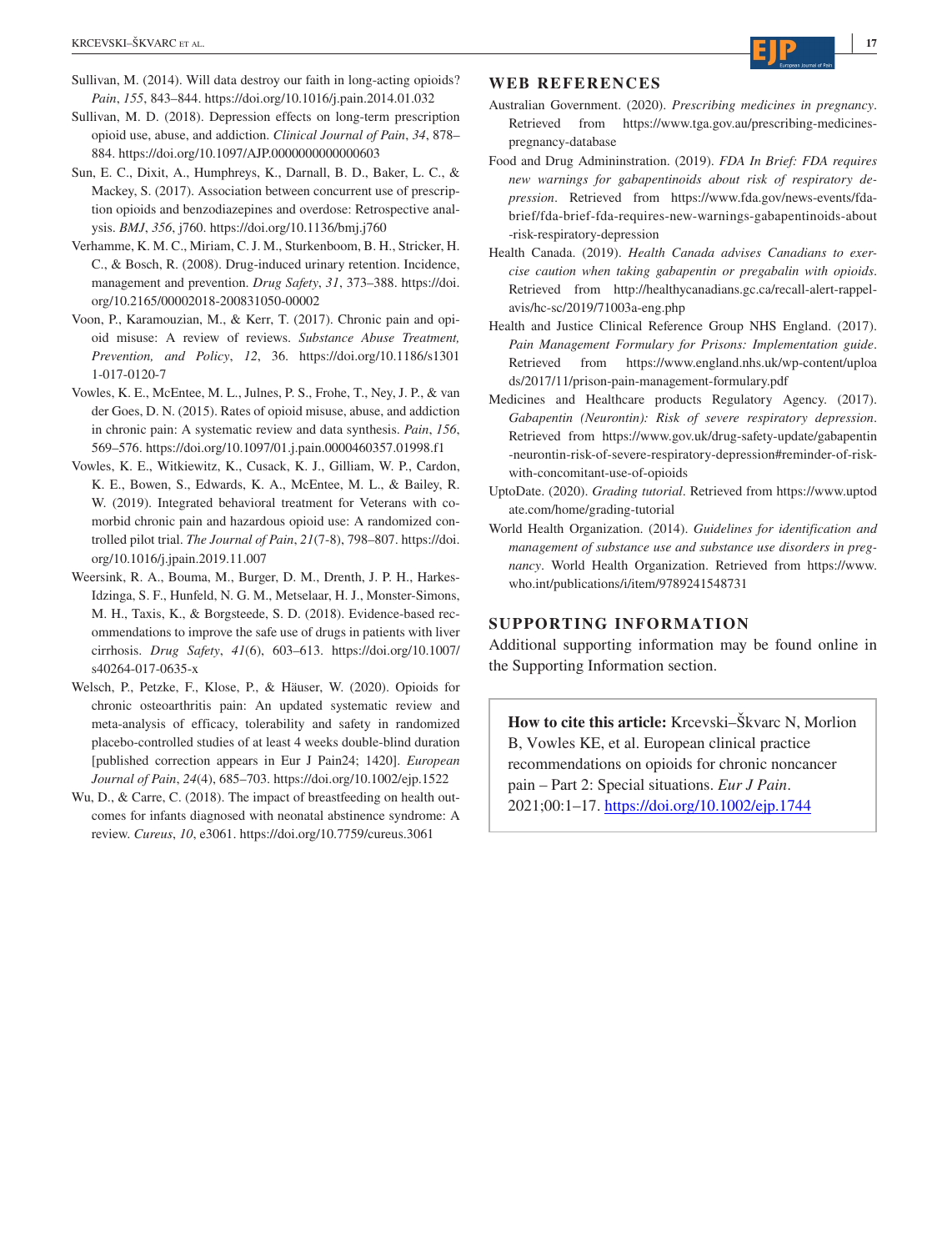Sullivan, M. (2014). Will data destroy our faith in long-acting opioids? *Pain*, *155*, 843–844. https://doi.org/10.1016/j.pain.2014.01.032

Sullivan, M. D. (2018). Depression effects on long-term prescription opioid use, abuse, and addiction. *Clinical Journal of Pain*, *34*, 878–884. https://doi.org/10.1097/AJP.0000000000000603

Sun, E. C., Dixit, A., Humphreys, K., Darnall, B. D., Baker, L. C., & Mackey, S. (2017). Association between concurrent use of prescription opioids and benzodiazepines and overdose: Retrospective analysis. *BMJ*, *356*, j760. https://doi.org/10.1136/bmj.j760

Verhamme, K. M. C., Miriam, C. J. M., Sturkenboom, B. H., Stricker, H. C., & Bosch, R. (2008). Drug-induced urinary retention. Incidence, management and prevention. *Drug Safety*, *31*, 373–388. https://doi.org/10.2165/00002018-200831050-00002

Voon, P., Karamouzian, M., & Kerr, T. (2017). Chronic pain and opioid misuse: A review of reviews. *Substance Abuse Treatment, Prevention, and Policy*, *12*, 36. https://doi.org/10.1186/s13011-017-0120-7

Vowles, K. E., McEntee, M. L., Julnes, P. S., Frohe, T., Ney, J. P., & van der Goes, D. N. (2015). Rates of opioid misuse, abuse, and addiction in chronic pain: A systematic review and data synthesis. *Pain*, *156*, 569–576. https://doi.org/10.1097/01.j.pain.0000460357.01998.f1

Vowles, K. E., Witkiewitz, K., Cusack, K. J., Gilliam, W. P., Cardon, K. E., Bowen, S., Edwards, K. A., McEntee, M. L., & Bailey, R. W. (2019). Integrated behavioral treatment for Veterans with comorbid chronic pain and hazardous opioid use: A randomized controlled pilot trial. *The Journal of Pain*, *21*(7-8), 798–807. https://doi.org/10.1016/j.jpain.2019.11.007

Weersink, R. A., Bouma, M., Burger, D. M., Drenth, J. P. H., Harkes-Idzinga, S. F., Hunfeld, N. G. M., Metselaar, H. J., Monster-Simons, M. H., Taxis, K., & Borgsteede, S. D. (2018). Evidence-based recommendations to improve the safe use of drugs in patients with liver cirrhosis. *Drug Safety*, *41*(6), 603–613. https://doi.org/10.1007/s40264-017-0635-x

Welsch, P., Petzke, F., Klose, P., & Häuser, W. (2020). Opioids for chronic osteoarthritis pain: An updated systematic review and meta-analysis of efficacy, tolerability and safety in randomized placebo-controlled studies of at least 4 weeks double-blind duration [published correction appears in Eur J Pain24; 1420]. *European Journal of Pain*, *24*(4), 685–703. https://doi.org/10.1002/ejp.1522

Wu, D., & Carre, C. (2018). The impact of breastfeeding on health outcomes for infants diagnosed with neonatal abstinence syndrome: A review. *Cureus*, *10*, e3061. https://doi.org/10.7759/cureus.3061

## WEB REFERENCES

Australian Government. (2020). *Prescribing medicines in pregnancy*. Retrieved from https://www.tga.gov.au/prescribing-medicines-pregnancy-database

Food and Drug Admininstration. (2019). *FDA In Brief: FDA requires new warnings for gabapentinoids about risk of respiratory depression*. Retrieved from https://www.fda.gov/news-events/fda-brief/fda-brief-fda-requires-new-warnings-gabapentinoids-about-risk-respiratory-depression

Health Canada. (2019). *Health Canada advises Canadians to exercise caution when taking gabapentin or pregabalin with opioids*. Retrieved from http://healthycanadians.gc.ca/recall-alert-rappel-avis/hc-sc/2019/71003a-eng.php

Health and Justice Clinical Reference Group NHS England. (2017). *Pain Management Formulary for Prisons: Implementation guide*. Retrieved from https://www.england.nhs.uk/wp-content/uploads/2017/11/prison-pain-management-formulary.pdf

Medicines and Healthcare products Regulatory Agency. (2017). *Gabapentin (Neurontin): Risk of severe respiratory depression*. Retrieved from https://www.gov.uk/drug-safety-update/gabapentin-neurontin-risk-of-severe-respiratory-depression#reminder-of-risk-with-concomitant-use-of-opioids

UptoDate. (2020). *Grading tutorial*. Retrieved from https://www.uptodate.com/home/grading-tutorial

World Health Organization. (2014). *Guidelines for identification and management of substance use and substance use disorders in pregnancy*. World Health Organization. Retrieved from https://www.who.int/publications/i/item/9789241548731

## SUPPORTING INFORMATION

Additional supporting information may be found online in the Supporting Information section.

**How to cite this article:** Krcevski–Škvarc N, Morlion B, Vowles KE, et al. European clinical practice recommendations on opioids for chronic noncancer pain – Part 2: Special situations. *Eur J Pain*. 2021;00:1–17. https://doi.org/10.1002/ejp.1744